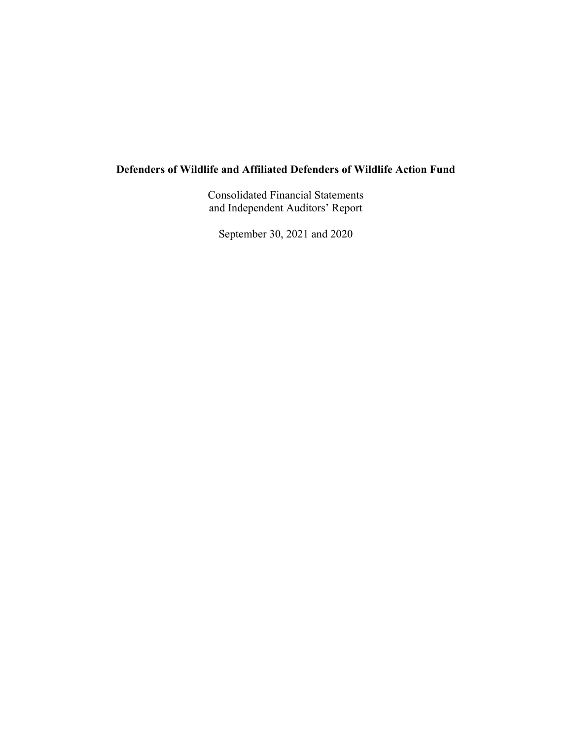**Defenders of Wildlife and Affiliated Defenders of Wildlife Action Fund**

Consolidated Financial Statements
and Independent Auditors' Report

September 30, 2021 and 2020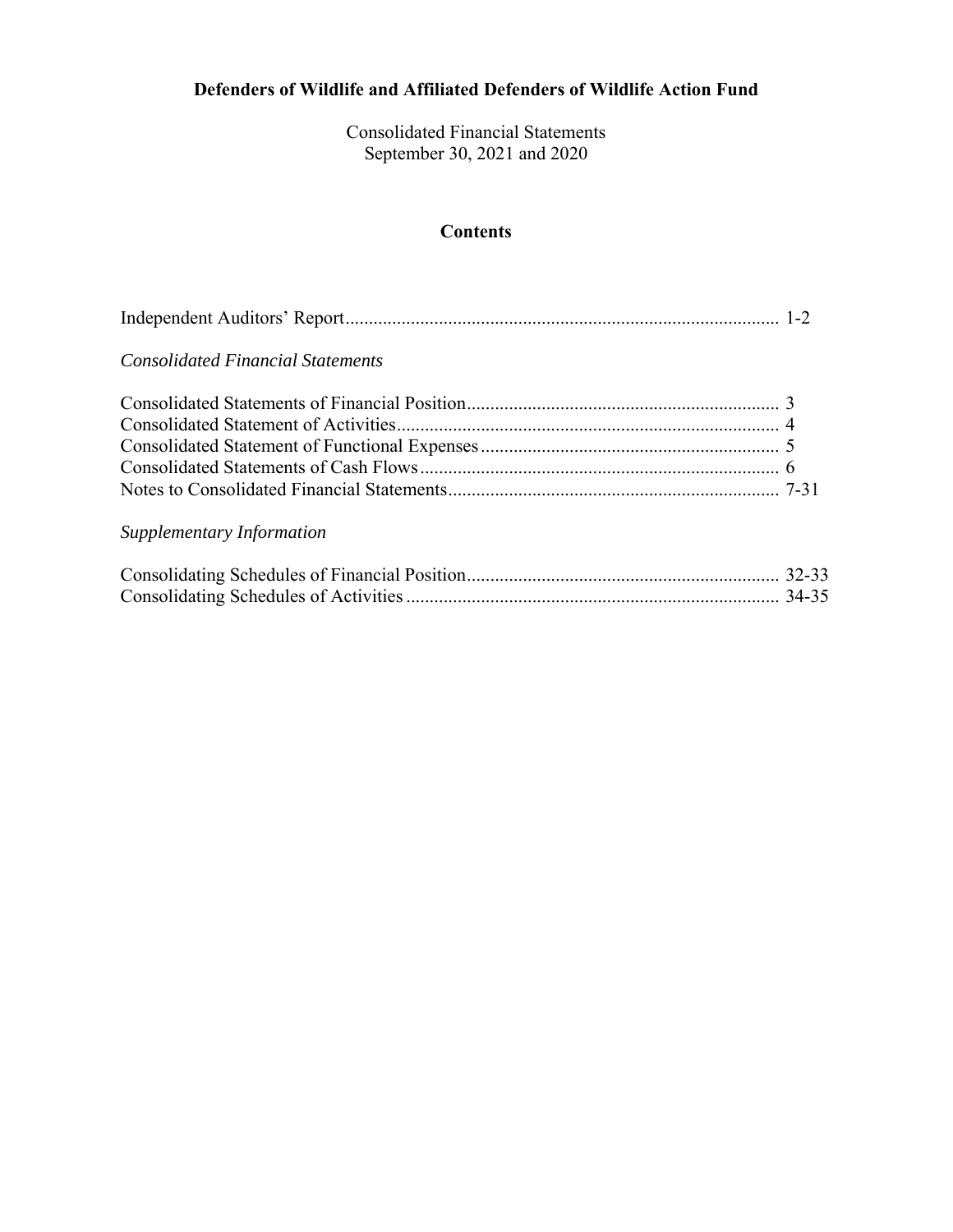# Defenders of Wildlife and Affiliated Defenders of Wildlife Action Fund

Consolidated Financial Statements
September 30, 2021 and 2020

## Contents

| | |
|---|---|
| Independent Auditors' Report | 1-2 |
| *Consolidated Financial Statements* | |
| Consolidated Statements of Financial Position | 3 |
| Consolidated Statement of Activities | 4 |
| Consolidated Statement of Functional Expenses | 5 |
| Consolidated Statements of Cash Flows | 6 |
| Notes to Consolidated Financial Statements | 7-31 |
| *Supplementary Information* | |
| Consolidating Schedules of Financial Position | 32-33 |
| Consolidating Schedules of Activities | 34-35 |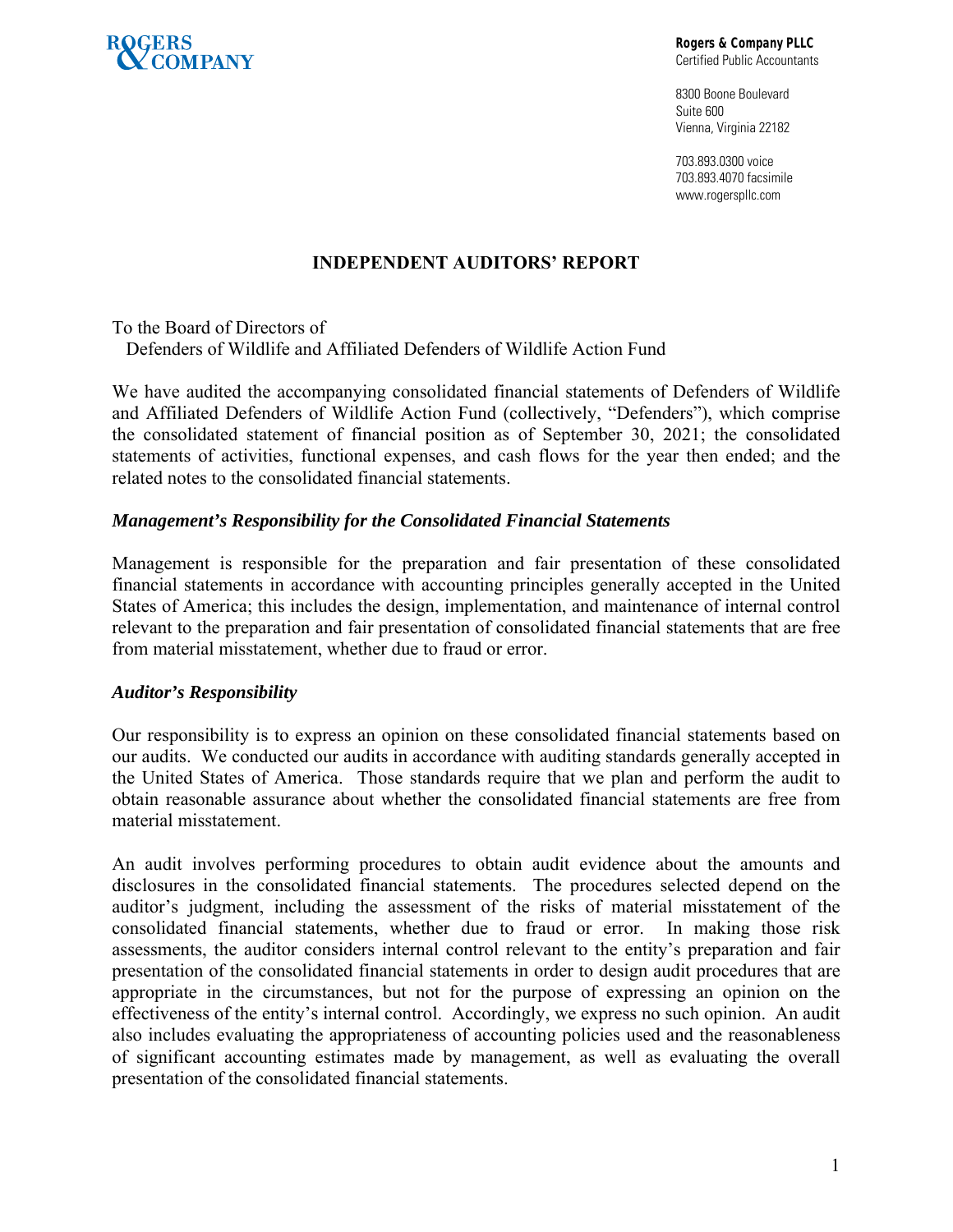ROGERS & COMPANY

**Rogers & Company PLLC**
Certified Public Accountants

8300 Boone Boulevard
Suite 600
Vienna, Virginia 22182

703.893.0300 voice
703.893.4070 facsimile
www.rogerspllc.com

# INDEPENDENT AUDITORS' REPORT

To the Board of Directors of
Defenders of Wildlife and Affiliated Defenders of Wildlife Action Fund

We have audited the accompanying consolidated financial statements of Defenders of Wildlife and Affiliated Defenders of Wildlife Action Fund (collectively, "Defenders"), which comprise the consolidated statement of financial position as of September 30, 2021; the consolidated statements of activities, functional expenses, and cash flows for the year then ended; and the related notes to the consolidated financial statements.

### *Management's Responsibility for the Consolidated Financial Statements*

Management is responsible for the preparation and fair presentation of these consolidated financial statements in accordance with accounting principles generally accepted in the United States of America; this includes the design, implementation, and maintenance of internal control relevant to the preparation and fair presentation of consolidated financial statements that are free from material misstatement, whether due to fraud or error.

### *Auditor's Responsibility*

Our responsibility is to express an opinion on these consolidated financial statements based on our audits. We conducted our audits in accordance with auditing standards generally accepted in the United States of America. Those standards require that we plan and perform the audit to obtain reasonable assurance about whether the consolidated financial statements are free from material misstatement.

An audit involves performing procedures to obtain audit evidence about the amounts and disclosures in the consolidated financial statements. The procedures selected depend on the auditor's judgment, including the assessment of the risks of material misstatement of the consolidated financial statements, whether due to fraud or error. In making those risk assessments, the auditor considers internal control relevant to the entity's preparation and fair presentation of the consolidated financial statements in order to design audit procedures that are appropriate in the circumstances, but not for the purpose of expressing an opinion on the effectiveness of the entity's internal control. Accordingly, we express no such opinion. An audit also includes evaluating the appropriateness of accounting policies used and the reasonableness of significant accounting estimates made by management, as well as evaluating the overall presentation of the consolidated financial statements.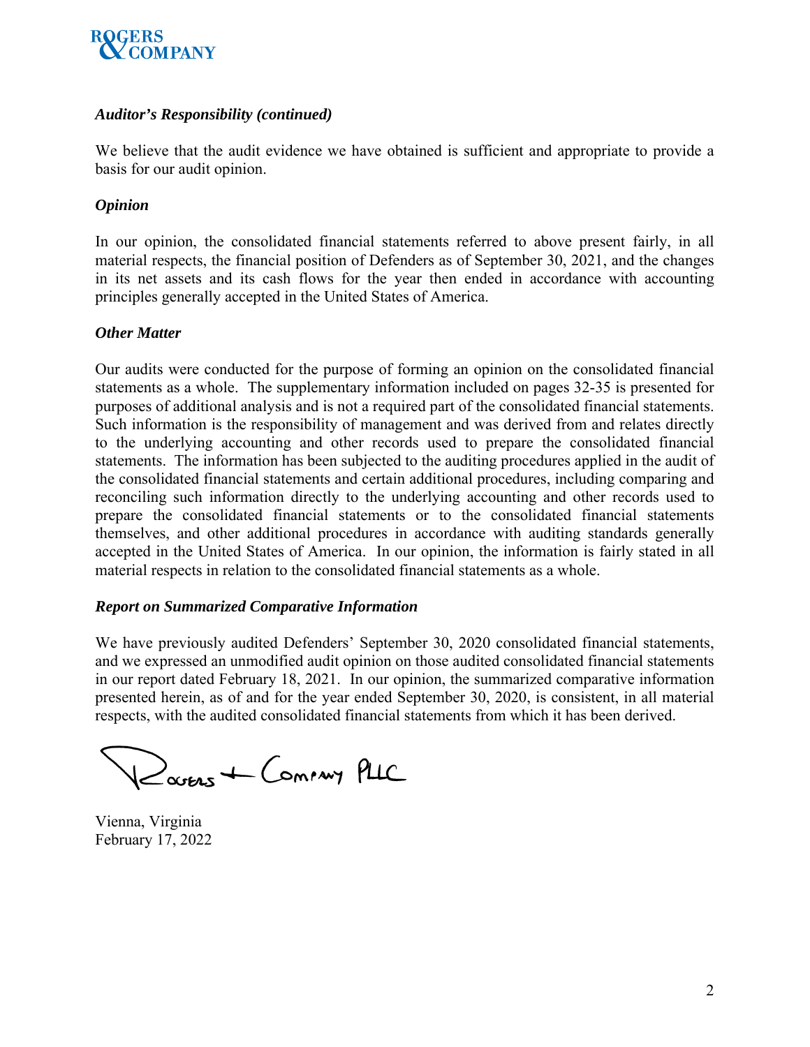***Auditor's Responsibility (continued)***

We believe that the audit evidence we have obtained is sufficient and appropriate to provide a basis for our audit opinion.

***Opinion***

In our opinion, the consolidated financial statements referred to above present fairly, in all material respects, the financial position of Defenders as of September 30, 2021, and the changes in its net assets and its cash flows for the year then ended in accordance with accounting principles generally accepted in the United States of America.

***Other Matter***

Our audits were conducted for the purpose of forming an opinion on the consolidated financial statements as a whole. The supplementary information included on pages 32-35 is presented for purposes of additional analysis and is not a required part of the consolidated financial statements. Such information is the responsibility of management and was derived from and relates directly to the underlying accounting and other records used to prepare the consolidated financial statements. The information has been subjected to the auditing procedures applied in the audit of the consolidated financial statements and certain additional procedures, including comparing and reconciling such information directly to the underlying accounting and other records used to prepare the consolidated financial statements or to the consolidated financial statements themselves, and other additional procedures in accordance with auditing standards generally accepted in the United States of America. In our opinion, the information is fairly stated in all material respects in relation to the consolidated financial statements as a whole.

***Report on Summarized Comparative Information***

We have previously audited Defenders' September 30, 2020 consolidated financial statements, and we expressed an unmodified audit opinion on those audited consolidated financial statements in our report dated February 18, 2021. In our opinion, the summarized comparative information presented herein, as of and for the year ended September 30, 2020, is consistent, in all material respects, with the audited consolidated financial statements from which it has been derived.

Rogers + Company PLLC

Vienna, Virginia
February 17, 2022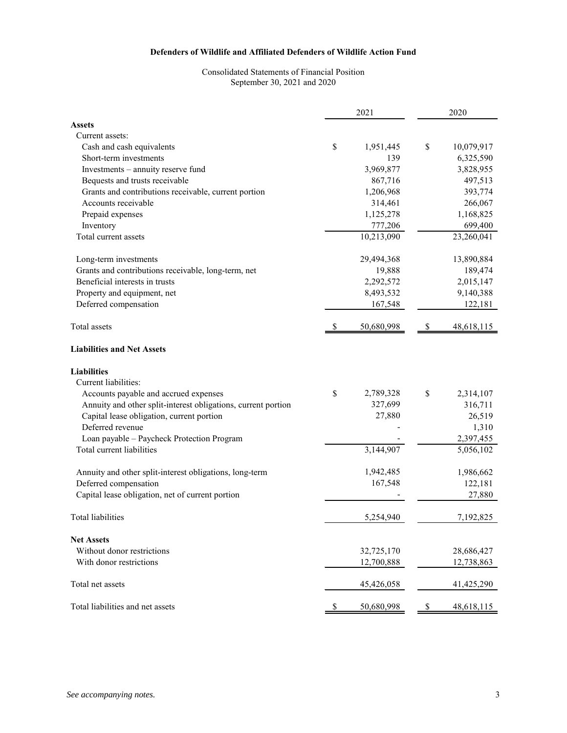**Defenders of Wildlife and Affiliated Defenders of Wildlife Action Fund**

Consolidated Statements of Financial Position
September 30, 2021 and 2020

| | 2021 | 2020 |
|---|---|---|
| **Assets** | | |
| Current assets: | | |
| Cash and cash equivalents | $ 1,951,445 | $ 10,079,917 |
| Short-term investments | 139 | 6,325,590 |
| Investments – annuity reserve fund | 3,969,877 | 3,828,955 |
| Bequests and trusts receivable | 867,716 | 497,513 |
| Grants and contributions receivable, current portion | 1,206,968 | 393,774 |
| Accounts receivable | 314,461 | 266,067 |
| Prepaid expenses | 1,125,278 | 1,168,825 |
| Inventory | 777,206 | 699,400 |
| Total current assets | 10,213,090 | 23,260,041 |
| | | |
| Long-term investments | 29,494,368 | 13,890,884 |
| Grants and contributions receivable, long-term, net | 19,888 | 189,474 |
| Beneficial interests in trusts | 2,292,572 | 2,015,147 |
| Property and equipment, net | 8,493,532 | 9,140,388 |
| Deferred compensation | 167,548 | 122,181 |
| | | |
| Total assets | $ 50,680,998 | $ 48,618,115 |
| | | |
| **Liabilities and Net Assets** | | |
| | | |
| **Liabilities** | | |
| Current liabilities: | | |
| Accounts payable and accrued expenses | $ 2,789,328 | $ 2,314,107 |
| Annuity and other split-interest obligations, current portion | 327,699 | 316,711 |
| Capital lease obligation, current portion | 27,880 | 26,519 |
| Deferred revenue | - | 1,310 |
| Loan payable – Paycheck Protection Program | - | 2,397,455 |
| Total current liabilities | 3,144,907 | 5,056,102 |
| | | |
| Annuity and other split-interest obligations, long-term | 1,942,485 | 1,986,662 |
| Deferred compensation | 167,548 | 122,181 |
| Capital lease obligation, net of current portion | - | 27,880 |
| | | |
| Total liabilities | 5,254,940 | 7,192,825 |
| | | |
| **Net Assets** | | |
| Without donor restrictions | 32,725,170 | 28,686,427 |
| With donor restrictions | 12,700,888 | 12,738,863 |
| | | |
| Total net assets | 45,426,058 | 41,425,290 |
| | | |
| Total liabilities and net assets | $ 50,680,998 | $ 48,618,115 |

*See accompanying notes.*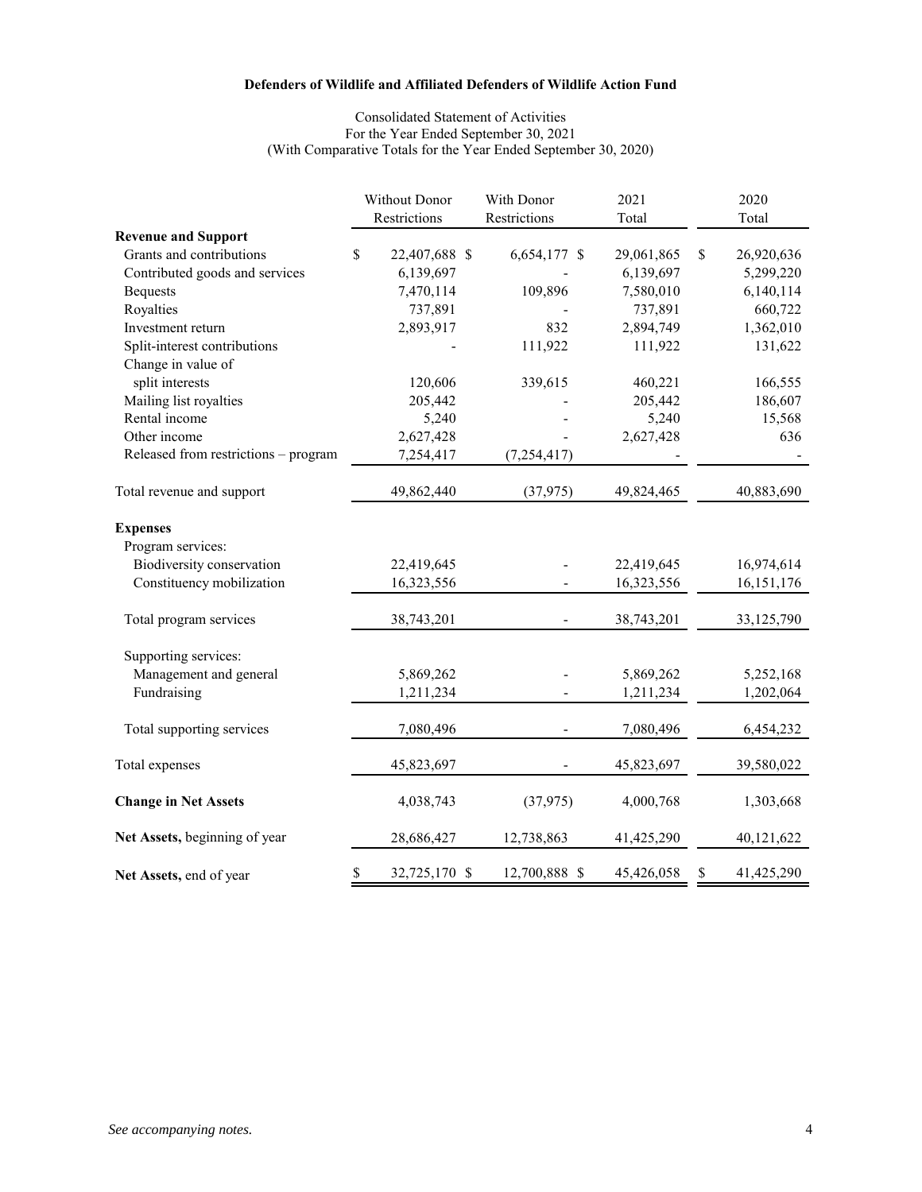**Defenders of Wildlife and Affiliated Defenders of Wildlife Action Fund**

Consolidated Statement of Activities
For the Year Ended September 30, 2021
(With Comparative Totals for the Year Ended September 30, 2020)

| | Without Donor Restrictions | With Donor Restrictions | 2021 Total | 2020 Total |
|---|---|---|---|---|
| **Revenue and Support** | | | | |
| Grants and contributions | $ 22,407,688 | $ 6,654,177 | $ 29,061,865 | $ 26,920,636 |
| Contributed goods and services | 6,139,697 | - | 6,139,697 | 5,299,220 |
| Bequests | 7,470,114 | 109,896 | 7,580,010 | 6,140,114 |
| Royalties | 737,891 | - | 737,891 | 660,722 |
| Investment return | 2,893,917 | 832 | 2,894,749 | 1,362,010 |
| Split-interest contributions | - | 111,922 | 111,922 | 131,622 |
| Change in value of split interests | 120,606 | 339,615 | 460,221 | 166,555 |
| Mailing list royalties | 205,442 | - | 205,442 | 186,607 |
| Rental income | 5,240 | - | 5,240 | 15,568 |
| Other income | 2,627,428 | - | 2,627,428 | 636 |
| Released from restrictions – program | 7,254,417 | (7,254,417) | - | - |
| Total revenue and support | 49,862,440 | (37,975) | 49,824,465 | 40,883,690 |
| **Expenses** | | | | |
| Program services: | | | | |
| Biodiversity conservation | 22,419,645 | - | 22,419,645 | 16,974,614 |
| Constituency mobilization | 16,323,556 | - | 16,323,556 | 16,151,176 |
| Total program services | 38,743,201 | - | 38,743,201 | 33,125,790 |
| Supporting services: | | | | |
| Management and general | 5,869,262 | - | 5,869,262 | 5,252,168 |
| Fundraising | 1,211,234 | - | 1,211,234 | 1,202,064 |
| Total supporting services | 7,080,496 | - | 7,080,496 | 6,454,232 |
| Total expenses | 45,823,697 | - | 45,823,697 | 39,580,022 |
| **Change in Net Assets** | 4,038,743 | (37,975) | 4,000,768 | 1,303,668 |
| **Net Assets,** beginning of year | 28,686,427 | 12,738,863 | 41,425,290 | 40,121,622 |
| **Net Assets,** end of year | $ 32,725,170 | $ 12,700,888 | $ 45,426,058 | $ 41,425,290 |

*See accompanying notes.*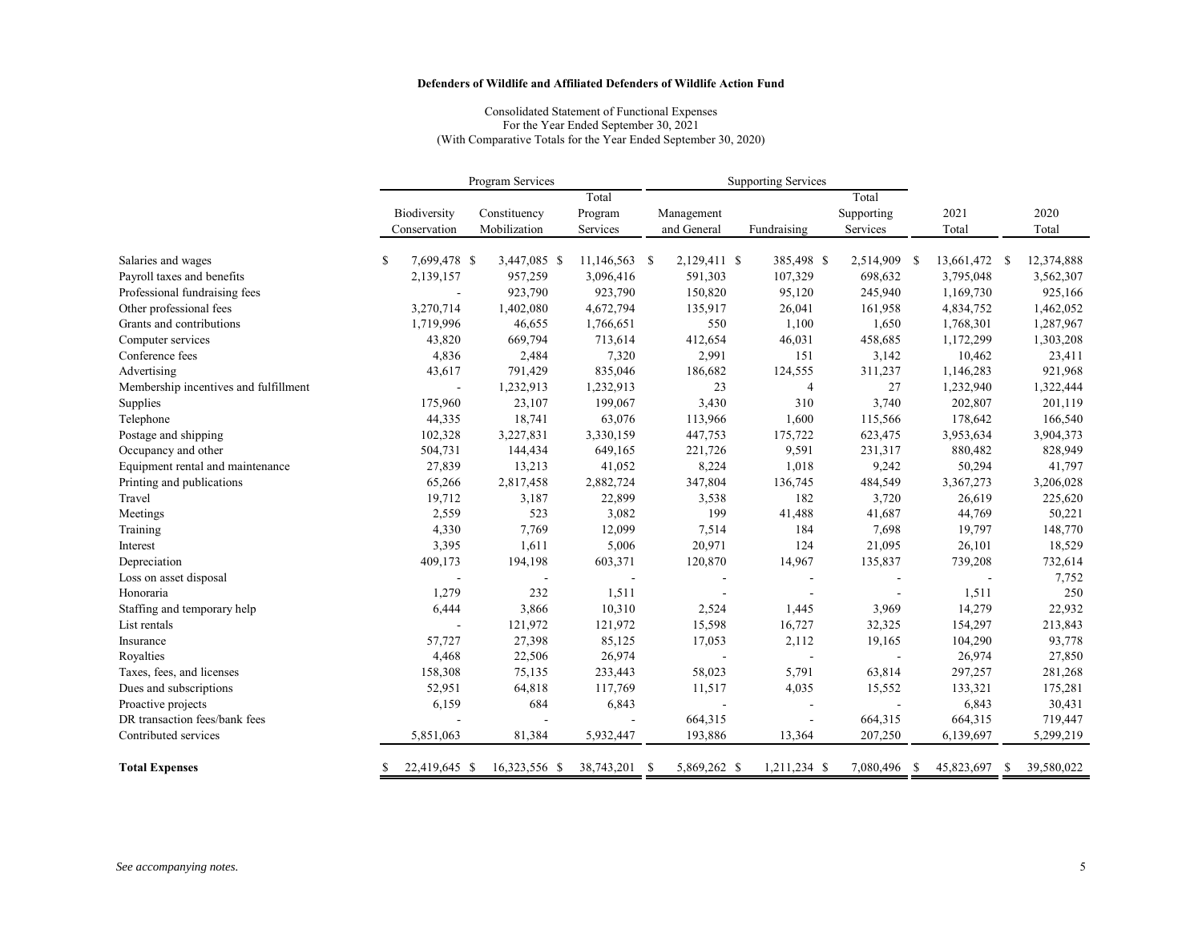**Defenders of Wildlife and Affiliated Defenders of Wildlife Action Fund**

Consolidated Statement of Functional Expenses
For the Year Ended September 30, 2021
(With Comparative Totals for the Year Ended September 30, 2020)

| | Program Services | | | Supporting Services | | | | |
|---|---|---|---|---|---|---|---|---|
| | Biodiversity Conservation | Constituency Mobilization | Total Program Services | Management and General | Fundraising | Total Supporting Services | 2021 Total | 2020 Total |
| Salaries and wages | $ 7,699,478 | $ 3,447,085 | $ 11,146,563 | $ 2,129,411 | $ 385,498 | $ 2,514,909 | $ 13,661,472 | $ 12,374,888 |
| Payroll taxes and benefits | 2,139,157 | 957,259 | 3,096,416 | 591,303 | 107,329 | 698,632 | 3,795,048 | 3,562,307 |
| Professional fundraising fees | - | 923,790 | 923,790 | 150,820 | 95,120 | 245,940 | 1,169,730 | 925,166 |
| Other professional fees | 3,270,714 | 1,402,080 | 4,672,794 | 135,917 | 26,041 | 161,958 | 4,834,752 | 1,462,052 |
| Grants and contributions | 1,719,996 | 46,655 | 1,766,651 | 550 | 1,100 | 1,650 | 1,768,301 | 1,287,967 |
| Computer services | 43,820 | 669,794 | 713,614 | 412,654 | 46,031 | 458,685 | 1,172,299 | 1,303,208 |
| Conference fees | 4,836 | 2,484 | 7,320 | 2,991 | 151 | 3,142 | 10,462 | 23,411 |
| Advertising | 43,617 | 791,429 | 835,046 | 186,682 | 124,555 | 311,237 | 1,146,283 | 921,968 |
| Membership incentives and fulfillment | - | 1,232,913 | 1,232,913 | 23 | 4 | 27 | 1,232,940 | 1,322,444 |
| Supplies | 175,960 | 23,107 | 199,067 | 3,430 | 310 | 3,740 | 202,807 | 201,119 |
| Telephone | 44,335 | 18,741 | 63,076 | 113,966 | 1,600 | 115,566 | 178,642 | 166,540 |
| Postage and shipping | 102,328 | 3,227,831 | 3,330,159 | 447,753 | 175,722 | 623,475 | 3,953,634 | 3,904,373 |
| Occupancy and other | 504,731 | 144,434 | 649,165 | 221,726 | 9,591 | 231,317 | 880,482 | 828,949 |
| Equipment rental and maintenance | 27,839 | 13,213 | 41,052 | 8,224 | 1,018 | 9,242 | 50,294 | 41,797 |
| Printing and publications | 65,266 | 2,817,458 | 2,882,724 | 347,804 | 136,745 | 484,549 | 3,367,273 | 3,206,028 |
| Travel | 19,712 | 3,187 | 22,899 | 3,538 | 182 | 3,720 | 26,619 | 225,620 |
| Meetings | 2,559 | 523 | 3,082 | 199 | 41,488 | 41,687 | 44,769 | 50,221 |
| Training | 4,330 | 7,769 | 12,099 | 7,514 | 184 | 7,698 | 19,797 | 148,770 |
| Interest | 3,395 | 1,611 | 5,006 | 20,971 | 124 | 21,095 | 26,101 | 18,529 |
| Depreciation | 409,173 | 194,198 | 603,371 | 120,870 | 14,967 | 135,837 | 739,208 | 732,614 |
| Loss on asset disposal | - | - | - | - | - | - | - | 7,752 |
| Honoraria | 1,279 | 232 | 1,511 | - | - | - | 1,511 | 250 |
| Staffing and temporary help | 6,444 | 3,866 | 10,310 | 2,524 | 1,445 | 3,969 | 14,279 | 22,932 |
| List rentals | - | 121,972 | 121,972 | 15,598 | 16,727 | 32,325 | 154,297 | 213,843 |
| Insurance | 57,727 | 27,398 | 85,125 | 17,053 | 2,112 | 19,165 | 104,290 | 93,778 |
| Royalties | 4,468 | 22,506 | 26,974 | - | - | - | 26,974 | 27,850 |
| Taxes, fees, and licenses | 158,308 | 75,135 | 233,443 | 58,023 | 5,791 | 63,814 | 297,257 | 281,268 |
| Dues and subscriptions | 52,951 | 64,818 | 117,769 | 11,517 | 4,035 | 15,552 | 133,321 | 175,281 |
| Proactive projects | 6,159 | 684 | 6,843 | - | - | - | 6,843 | 30,431 |
| DR transaction fees/bank fees | - | - | - | 664,315 | - | 664,315 | 664,315 | 719,447 |
| Contributed services | 5,851,063 | 81,384 | 5,932,447 | 193,886 | 13,364 | 207,250 | 6,139,697 | 5,299,219 |
| **Total Expenses** | $ 22,419,645 | $ 16,323,556 | $ 38,743,201 | $ 5,869,262 | $ 1,211,234 | $ 7,080,496 | $ 45,823,697 | $ 39,580,022 |

*See accompanying notes.*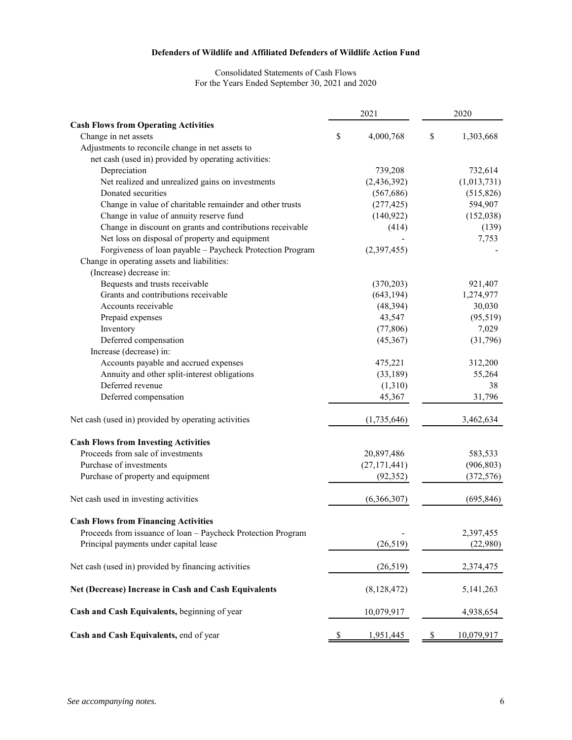**Defenders of Wildlife and Affiliated Defenders of Wildlife Action Fund**

Consolidated Statements of Cash Flows
For the Years Ended September 30, 2021 and 2020

| | 2021 | 2020 |
|---|---|---|
| **Cash Flows from Operating Activities** | | |
| Change in net assets | $ 4,000,768 | $ 1,303,668 |
| Adjustments to reconcile change in net assets to net cash (used in) provided by operating activities: | | |
| Depreciation | 739,208 | 732,614 |
| Net realized and unrealized gains on investments | (2,436,392) | (1,013,731) |
| Donated securities | (567,686) | (515,826) |
| Change in value of charitable remainder and other trusts | (277,425) | 594,907 |
| Change in value of annuity reserve fund | (140,922) | (152,038) |
| Change in discount on grants and contributions receivable | (414) | (139) |
| Net loss on disposal of property and equipment | - | 7,753 |
| Forgiveness of loan payable – Paycheck Protection Program | (2,397,455) | - |
| Change in operating assets and liabilities: | | |
| (Increase) decrease in: | | |
| Bequests and trusts receivable | (370,203) | 921,407 |
| Grants and contributions receivable | (643,194) | 1,274,977 |
| Accounts receivable | (48,394) | 30,030 |
| Prepaid expenses | 43,547 | (95,519) |
| Inventory | (77,806) | 7,029 |
| Deferred compensation | (45,367) | (31,796) |
| Increase (decrease) in: | | |
| Accounts payable and accrued expenses | 475,221 | 312,200 |
| Annuity and other split-interest obligations | (33,189) | 55,264 |
| Deferred revenue | (1,310) | 38 |
| Deferred compensation | 45,367 | 31,796 |
| Net cash (used in) provided by operating activities | (1,735,646) | 3,462,634 |
| **Cash Flows from Investing Activities** | | |
| Proceeds from sale of investments | 20,897,486 | 583,533 |
| Purchase of investments | (27,171,441) | (906,803) |
| Purchase of property and equipment | (92,352) | (372,576) |
| Net cash used in investing activities | (6,366,307) | (695,846) |
| **Cash Flows from Financing Activities** | | |
| Proceeds from issuance of loan – Paycheck Protection Program | - | 2,397,455 |
| Principal payments under capital lease | (26,519) | (22,980) |
| Net cash (used in) provided by financing activities | (26,519) | 2,374,475 |
| **Net (Decrease) Increase in Cash and Cash Equivalents** | (8,128,472) | 5,141,263 |
| **Cash and Cash Equivalents,** beginning of year | 10,079,917 | 4,938,654 |
| **Cash and Cash Equivalents,** end of year | $ 1,951,445 | $ 10,079,917 |

*See accompanying notes.*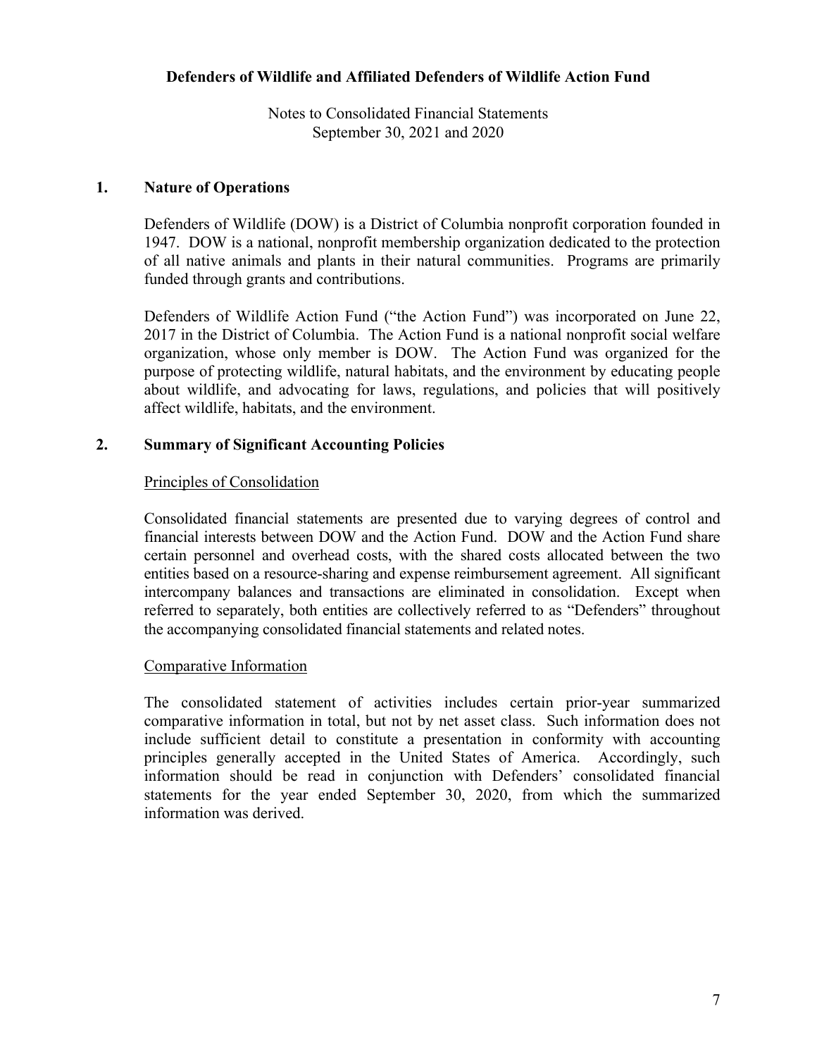**Defenders of Wildlife and Affiliated Defenders of Wildlife Action Fund**

Notes to Consolidated Financial Statements
September 30, 2021 and 2020

## 1. Nature of Operations

Defenders of Wildlife (DOW) is a District of Columbia nonprofit corporation founded in 1947. DOW is a national, nonprofit membership organization dedicated to the protection of all native animals and plants in their natural communities. Programs are primarily funded through grants and contributions.

Defenders of Wildlife Action Fund ("the Action Fund") was incorporated on June 22, 2017 in the District of Columbia. The Action Fund is a national nonprofit social welfare organization, whose only member is DOW. The Action Fund was organized for the purpose of protecting wildlife, natural habitats, and the environment by educating people about wildlife, and advocating for laws, regulations, and policies that will positively affect wildlife, habitats, and the environment.

## 2. Summary of Significant Accounting Policies

### Principles of Consolidation

Consolidated financial statements are presented due to varying degrees of control and financial interests between DOW and the Action Fund. DOW and the Action Fund share certain personnel and overhead costs, with the shared costs allocated between the two entities based on a resource-sharing and expense reimbursement agreement. All significant intercompany balances and transactions are eliminated in consolidation. Except when referred to separately, both entities are collectively referred to as "Defenders" throughout the accompanying consolidated financial statements and related notes.

### Comparative Information

The consolidated statement of activities includes certain prior-year summarized comparative information in total, but not by net asset class. Such information does not include sufficient detail to constitute a presentation in conformity with accounting principles generally accepted in the United States of America. Accordingly, such information should be read in conjunction with Defenders' consolidated financial statements for the year ended September 30, 2020, from which the summarized information was derived.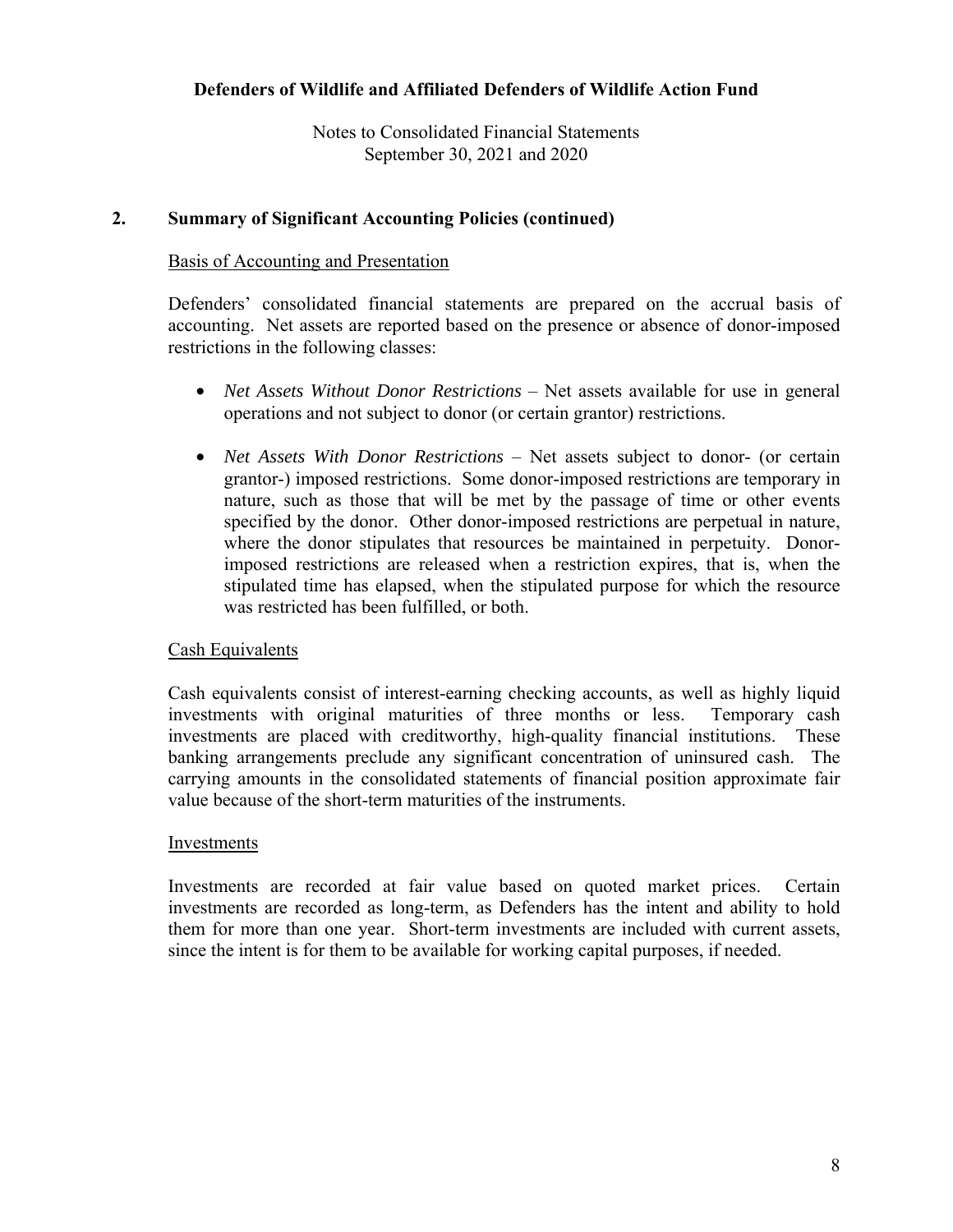## 2. Summary of Significant Accounting Policies (continued)

### Basis of Accounting and Presentation

Defenders' consolidated financial statements are prepared on the accrual basis of accounting. Net assets are reported based on the presence or absence of donor-imposed restrictions in the following classes:

- *Net Assets Without Donor Restrictions* – Net assets available for use in general operations and not subject to donor (or certain grantor) restrictions.
- *Net Assets With Donor Restrictions* – Net assets subject to donor- (or certain grantor-) imposed restrictions. Some donor-imposed restrictions are temporary in nature, such as those that will be met by the passage of time or other events specified by the donor. Other donor-imposed restrictions are perpetual in nature, where the donor stipulates that resources be maintained in perpetuity. Donor-imposed restrictions are released when a restriction expires, that is, when the stipulated time has elapsed, when the stipulated purpose for which the resource was restricted has been fulfilled, or both.

### Cash Equivalents

Cash equivalents consist of interest-earning checking accounts, as well as highly liquid investments with original maturities of three months or less. Temporary cash investments are placed with creditworthy, high-quality financial institutions. These banking arrangements preclude any significant concentration of uninsured cash. The carrying amounts in the consolidated statements of financial position approximate fair value because of the short-term maturities of the instruments.

### Investments

Investments are recorded at fair value based on quoted market prices. Certain investments are recorded as long-term, as Defenders has the intent and ability to hold them for more than one year. Short-term investments are included with current assets, since the intent is for them to be available for working capital purposes, if needed.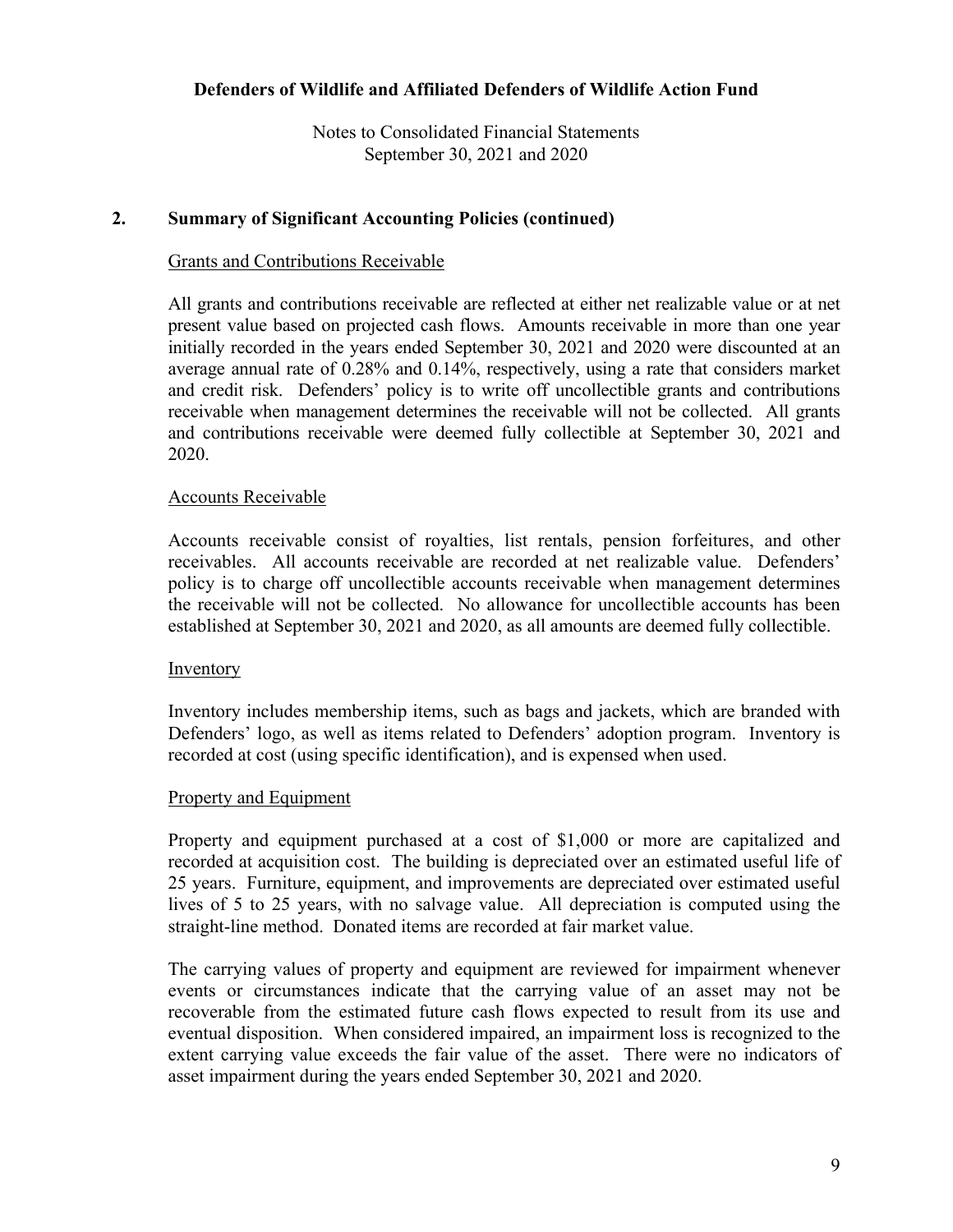## 2. Summary of Significant Accounting Policies (continued)

### Grants and Contributions Receivable

All grants and contributions receivable are reflected at either net realizable value or at net present value based on projected cash flows. Amounts receivable in more than one year initially recorded in the years ended September 30, 2021 and 2020 were discounted at an average annual rate of 0.28% and 0.14%, respectively, using a rate that considers market and credit risk. Defenders' policy is to write off uncollectible grants and contributions receivable when management determines the receivable will not be collected. All grants and contributions receivable were deemed fully collectible at September 30, 2021 and 2020.

### Accounts Receivable

Accounts receivable consist of royalties, list rentals, pension forfeitures, and other receivables. All accounts receivable are recorded at net realizable value. Defenders' policy is to charge off uncollectible accounts receivable when management determines the receivable will not be collected. No allowance for uncollectible accounts has been established at September 30, 2021 and 2020, as all amounts are deemed fully collectible.

### Inventory

Inventory includes membership items, such as bags and jackets, which are branded with Defenders' logo, as well as items related to Defenders' adoption program. Inventory is recorded at cost (using specific identification), and is expensed when used.

### Property and Equipment

Property and equipment purchased at a cost of $1,000 or more are capitalized and recorded at acquisition cost. The building is depreciated over an estimated useful life of 25 years. Furniture, equipment, and improvements are depreciated over estimated useful lives of 5 to 25 years, with no salvage value. All depreciation is computed using the straight-line method. Donated items are recorded at fair market value.

The carrying values of property and equipment are reviewed for impairment whenever events or circumstances indicate that the carrying value of an asset may not be recoverable from the estimated future cash flows expected to result from its use and eventual disposition. When considered impaired, an impairment loss is recognized to the extent carrying value exceeds the fair value of the asset. There were no indicators of asset impairment during the years ended September 30, 2021 and 2020.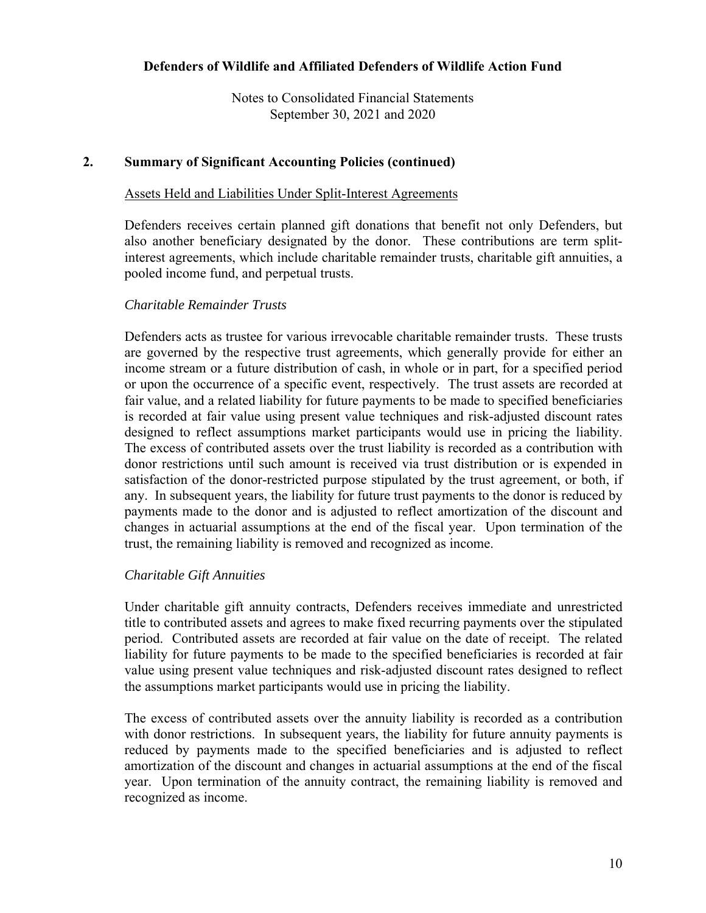## 2. Summary of Significant Accounting Policies (continued)

Assets Held and Liabilities Under Split-Interest Agreements

Defenders receives certain planned gift donations that benefit not only Defenders, but also another beneficiary designated by the donor. These contributions are term split-interest agreements, which include charitable remainder trusts, charitable gift annuities, a pooled income fund, and perpetual trusts.

*Charitable Remainder Trusts*

Defenders acts as trustee for various irrevocable charitable remainder trusts. These trusts are governed by the respective trust agreements, which generally provide for either an income stream or a future distribution of cash, in whole or in part, for a specified period or upon the occurrence of a specific event, respectively. The trust assets are recorded at fair value, and a related liability for future payments to be made to specified beneficiaries is recorded at fair value using present value techniques and risk-adjusted discount rates designed to reflect assumptions market participants would use in pricing the liability. The excess of contributed assets over the trust liability is recorded as a contribution with donor restrictions until such amount is received via trust distribution or is expended in satisfaction of the donor-restricted purpose stipulated by the trust agreement, or both, if any. In subsequent years, the liability for future trust payments to the donor is reduced by payments made to the donor and is adjusted to reflect amortization of the discount and changes in actuarial assumptions at the end of the fiscal year. Upon termination of the trust, the remaining liability is removed and recognized as income.

*Charitable Gift Annuities*

Under charitable gift annuity contracts, Defenders receives immediate and unrestricted title to contributed assets and agrees to make fixed recurring payments over the stipulated period. Contributed assets are recorded at fair value on the date of receipt. The related liability for future payments to be made to the specified beneficiaries is recorded at fair value using present value techniques and risk-adjusted discount rates designed to reflect the assumptions market participants would use in pricing the liability.

The excess of contributed assets over the annuity liability is recorded as a contribution with donor restrictions. In subsequent years, the liability for future annuity payments is reduced by payments made to the specified beneficiaries and is adjusted to reflect amortization of the discount and changes in actuarial assumptions at the end of the fiscal year. Upon termination of the annuity contract, the remaining liability is removed and recognized as income.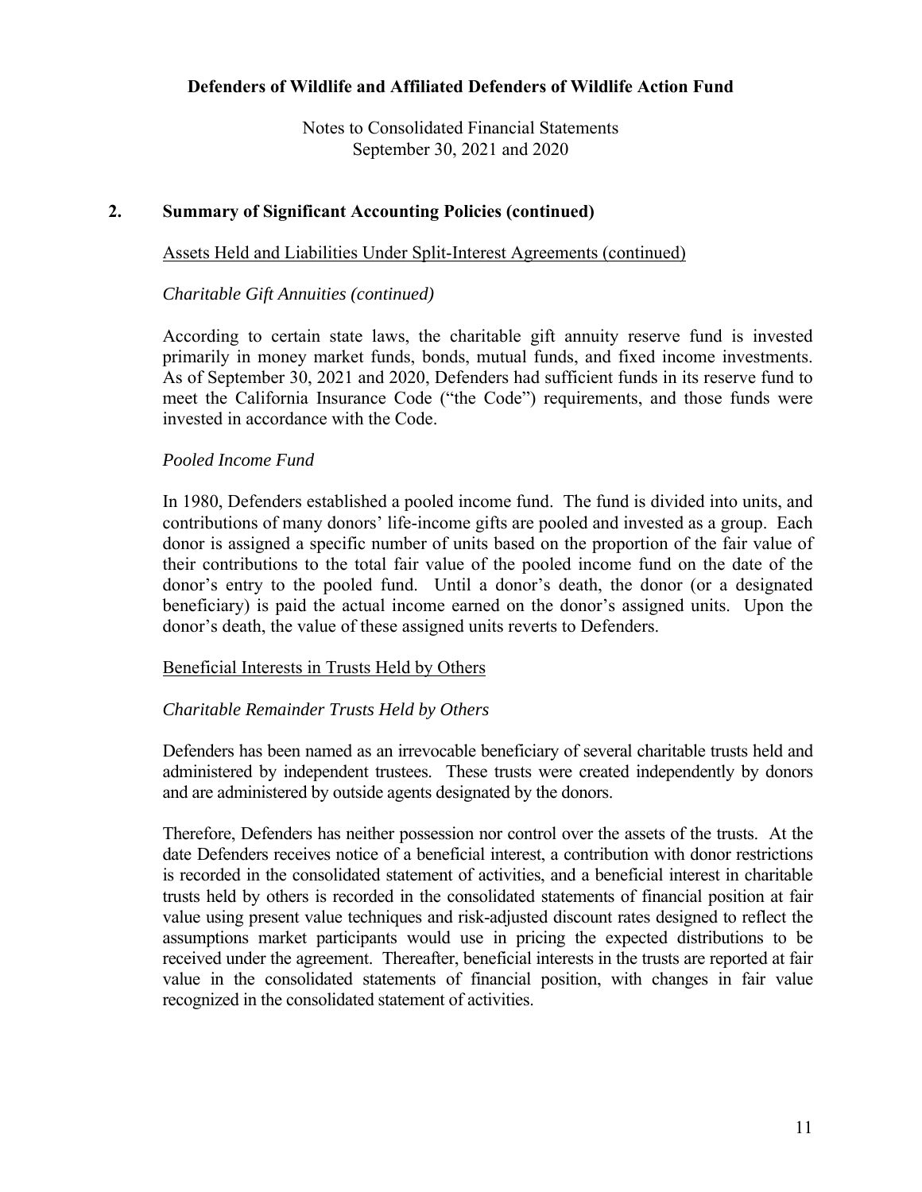## 2. Summary of Significant Accounting Policies (continued)

Assets Held and Liabilities Under Split-Interest Agreements (continued)

*Charitable Gift Annuities (continued)*

According to certain state laws, the charitable gift annuity reserve fund is invested primarily in money market funds, bonds, mutual funds, and fixed income investments. As of September 30, 2021 and 2020, Defenders had sufficient funds in its reserve fund to meet the California Insurance Code ("the Code") requirements, and those funds were invested in accordance with the Code.

*Pooled Income Fund*

In 1980, Defenders established a pooled income fund. The fund is divided into units, and contributions of many donors' life-income gifts are pooled and invested as a group. Each donor is assigned a specific number of units based on the proportion of the fair value of their contributions to the total fair value of the pooled income fund on the date of the donor's entry to the pooled fund. Until a donor's death, the donor (or a designated beneficiary) is paid the actual income earned on the donor's assigned units. Upon the donor's death, the value of these assigned units reverts to Defenders.

Beneficial Interests in Trusts Held by Others

*Charitable Remainder Trusts Held by Others*

Defenders has been named as an irrevocable beneficiary of several charitable trusts held and administered by independent trustees. These trusts were created independently by donors and are administered by outside agents designated by the donors.

Therefore, Defenders has neither possession nor control over the assets of the trusts. At the date Defenders receives notice of a beneficial interest, a contribution with donor restrictions is recorded in the consolidated statement of activities, and a beneficial interest in charitable trusts held by others is recorded in the consolidated statements of financial position at fair value using present value techniques and risk-adjusted discount rates designed to reflect the assumptions market participants would use in pricing the expected distributions to be received under the agreement. Thereafter, beneficial interests in the trusts are reported at fair value in the consolidated statements of financial position, with changes in fair value recognized in the consolidated statement of activities.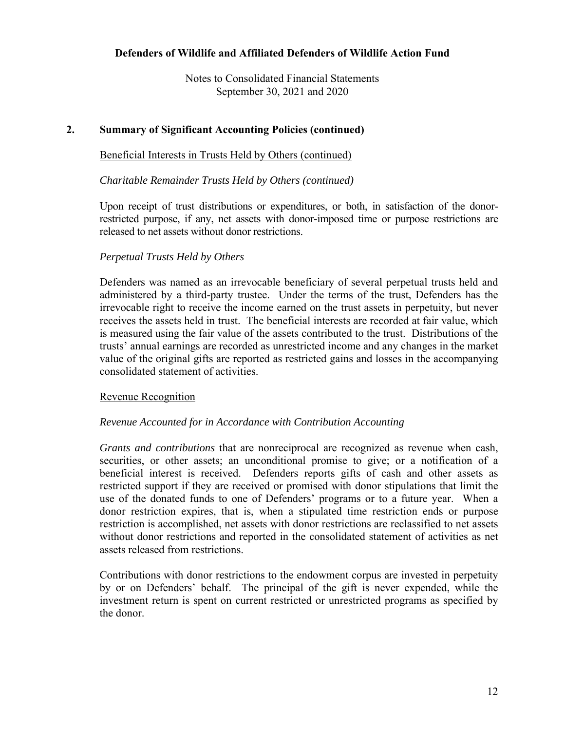## 2. Summary of Significant Accounting Policies (continued)

Beneficial Interests in Trusts Held by Others (continued)

*Charitable Remainder Trusts Held by Others (continued)*

Upon receipt of trust distributions or expenditures, or both, in satisfaction of the donor-restricted purpose, if any, net assets with donor-imposed time or purpose restrictions are released to net assets without donor restrictions.

*Perpetual Trusts Held by Others*

Defenders was named as an irrevocable beneficiary of several perpetual trusts held and administered by a third-party trustee. Under the terms of the trust, Defenders has the irrevocable right to receive the income earned on the trust assets in perpetuity, but never receives the assets held in trust. The beneficial interests are recorded at fair value, which is measured using the fair value of the assets contributed to the trust. Distributions of the trusts' annual earnings are recorded as unrestricted income and any changes in the market value of the original gifts are reported as restricted gains and losses in the accompanying consolidated statement of activities.

Revenue Recognition

*Revenue Accounted for in Accordance with Contribution Accounting*

*Grants and contributions* that are nonreciprocal are recognized as revenue when cash, securities, or other assets; an unconditional promise to give; or a notification of a beneficial interest is received. Defenders reports gifts of cash and other assets as restricted support if they are received or promised with donor stipulations that limit the use of the donated funds to one of Defenders' programs or to a future year. When a donor restriction expires, that is, when a stipulated time restriction ends or purpose restriction is accomplished, net assets with donor restrictions are reclassified to net assets without donor restrictions and reported in the consolidated statement of activities as net assets released from restrictions.

Contributions with donor restrictions to the endowment corpus are invested in perpetuity by or on Defenders' behalf. The principal of the gift is never expended, while the investment return is spent on current restricted or unrestricted programs as specified by the donor.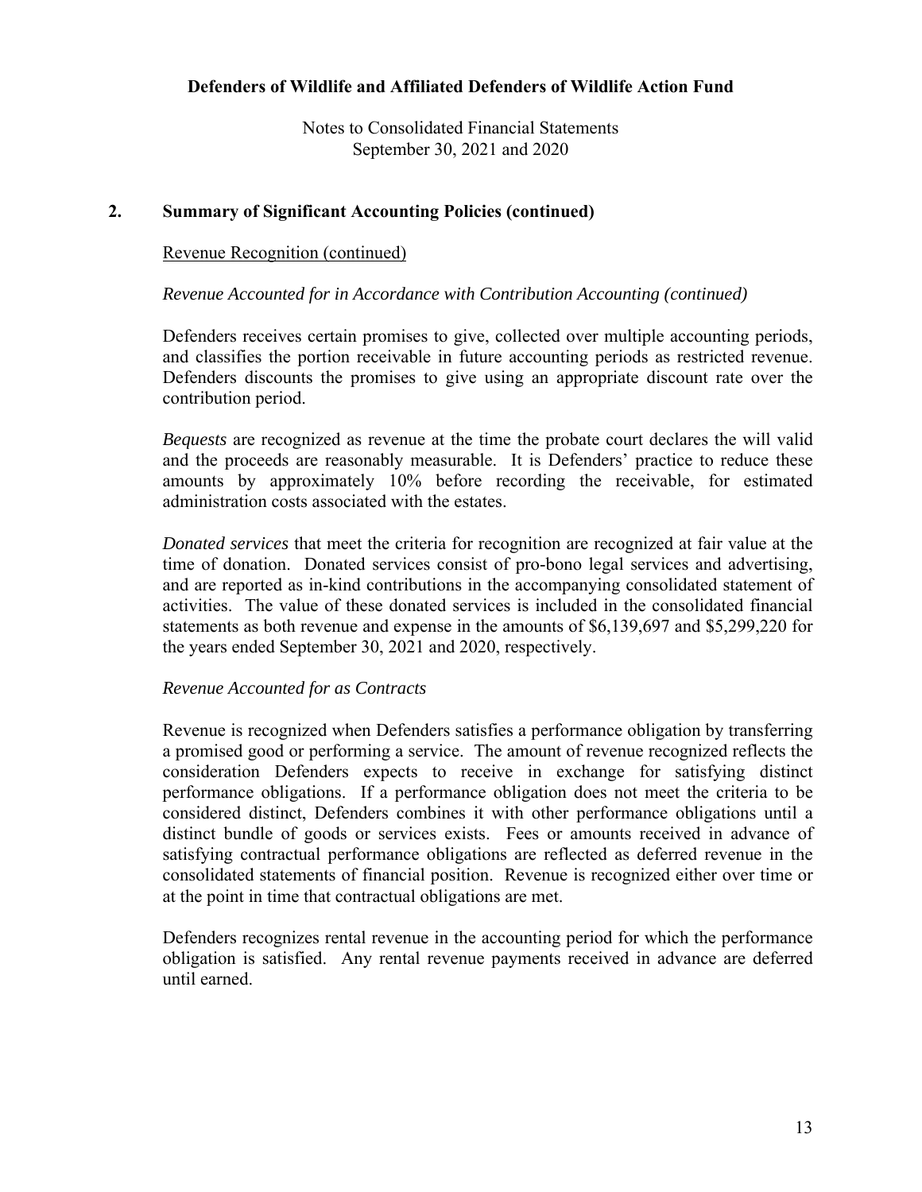# Defenders of Wildlife and Affiliated Defenders of Wildlife Action Fund

Notes to Consolidated Financial Statements
September 30, 2021 and 2020

## 2. Summary of Significant Accounting Policies (continued)

Revenue Recognition (continued)

*Revenue Accounted for in Accordance with Contribution Accounting (continued)*

Defenders receives certain promises to give, collected over multiple accounting periods, and classifies the portion receivable in future accounting periods as restricted revenue. Defenders discounts the promises to give using an appropriate discount rate over the contribution period.

*Bequests* are recognized as revenue at the time the probate court declares the will valid and the proceeds are reasonably measurable. It is Defenders' practice to reduce these amounts by approximately 10% before recording the receivable, for estimated administration costs associated with the estates.

*Donated services* that meet the criteria for recognition are recognized at fair value at the time of donation. Donated services consist of pro-bono legal services and advertising, and are reported as in-kind contributions in the accompanying consolidated statement of activities. The value of these donated services is included in the consolidated financial statements as both revenue and expense in the amounts of $6,139,697 and $5,299,220 for the years ended September 30, 2021 and 2020, respectively.

*Revenue Accounted for as Contracts*

Revenue is recognized when Defenders satisfies a performance obligation by transferring a promised good or performing a service. The amount of revenue recognized reflects the consideration Defenders expects to receive in exchange for satisfying distinct performance obligations. If a performance obligation does not meet the criteria to be considered distinct, Defenders combines it with other performance obligations until a distinct bundle of goods or services exists. Fees or amounts received in advance of satisfying contractual performance obligations are reflected as deferred revenue in the consolidated statements of financial position. Revenue is recognized either over time or at the point in time that contractual obligations are met.

Defenders recognizes rental revenue in the accounting period for which the performance obligation is satisfied. Any rental revenue payments received in advance are deferred until earned.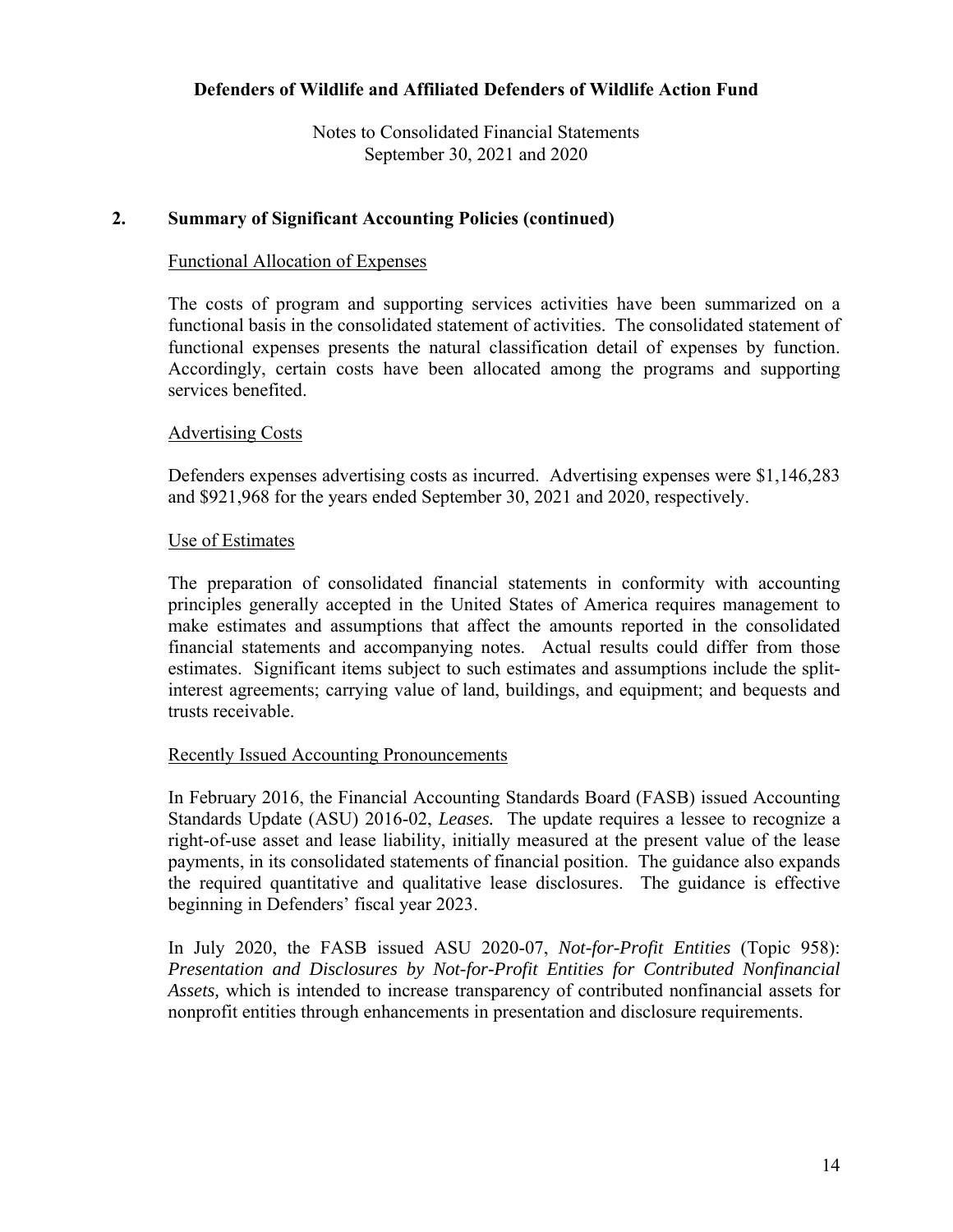## 2. Summary of Significant Accounting Policies (continued)

<u>Functional Allocation of Expenses</u>

The costs of program and supporting services activities have been summarized on a functional basis in the consolidated statement of activities. The consolidated statement of functional expenses presents the natural classification detail of expenses by function. Accordingly, certain costs have been allocated among the programs and supporting services benefited.

<u>Advertising Costs</u>

Defenders expenses advertising costs as incurred. Advertising expenses were $1,146,283 and $921,968 for the years ended September 30, 2021 and 2020, respectively.

<u>Use of Estimates</u>

The preparation of consolidated financial statements in conformity with accounting principles generally accepted in the United States of America requires management to make estimates and assumptions that affect the amounts reported in the consolidated financial statements and accompanying notes. Actual results could differ from those estimates. Significant items subject to such estimates and assumptions include the split-interest agreements; carrying value of land, buildings, and equipment; and bequests and trusts receivable.

<u>Recently Issued Accounting Pronouncements</u>

In February 2016, the Financial Accounting Standards Board (FASB) issued Accounting Standards Update (ASU) 2016-02, *Leases.* The update requires a lessee to recognize a right-of-use asset and lease liability, initially measured at the present value of the lease payments, in its consolidated statements of financial position. The guidance also expands the required quantitative and qualitative lease disclosures. The guidance is effective beginning in Defenders' fiscal year 2023.

In July 2020, the FASB issued ASU 2020-07, *Not-for-Profit Entities* (Topic 958): *Presentation and Disclosures by Not-for-Profit Entities for Contributed Nonfinancial Assets,* which is intended to increase transparency of contributed nonfinancial assets for nonprofit entities through enhancements in presentation and disclosure requirements.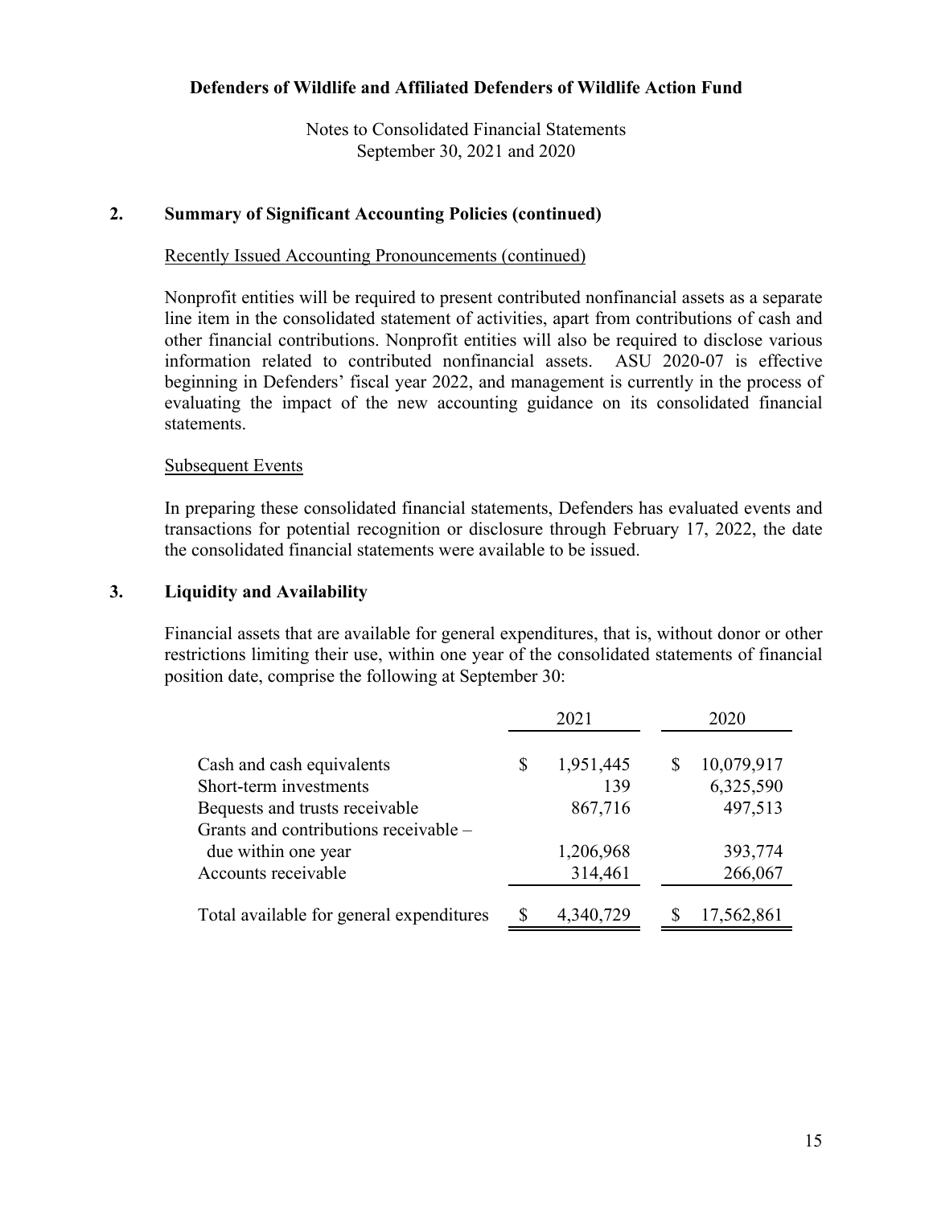**Defenders of Wildlife and Affiliated Defenders of Wildlife Action Fund**

Notes to Consolidated Financial Statements
September 30, 2021 and 2020

## 2. Summary of Significant Accounting Policies (continued)

Recently Issued Accounting Pronouncements (continued)

Nonprofit entities will be required to present contributed nonfinancial assets as a separate line item in the consolidated statement of activities, apart from contributions of cash and other financial contributions. Nonprofit entities will also be required to disclose various information related to contributed nonfinancial assets. ASU 2020-07 is effective beginning in Defenders' fiscal year 2022, and management is currently in the process of evaluating the impact of the new accounting guidance on its consolidated financial statements.

Subsequent Events

In preparing these consolidated financial statements, Defenders has evaluated events and transactions for potential recognition or disclosure through February 17, 2022, the date the consolidated financial statements were available to be issued.

## 3. Liquidity and Availability

Financial assets that are available for general expenditures, that is, without donor or other restrictions limiting their use, within one year of the consolidated statements of financial position date, comprise the following at September 30:

| | 2021 | 2020 |
|---|---|---|
| Cash and cash equivalents | $ 1,951,445 | $ 10,079,917 |
| Short-term investments | 139 | 6,325,590 |
| Bequests and trusts receivable | 867,716 | 497,513 |
| Grants and contributions receivable – due within one year | 1,206,968 | 393,774 |
| Accounts receivable | 314,461 | 266,067 |
| Total available for general expenditures | $ 4,340,729 | $ 17,562,861 |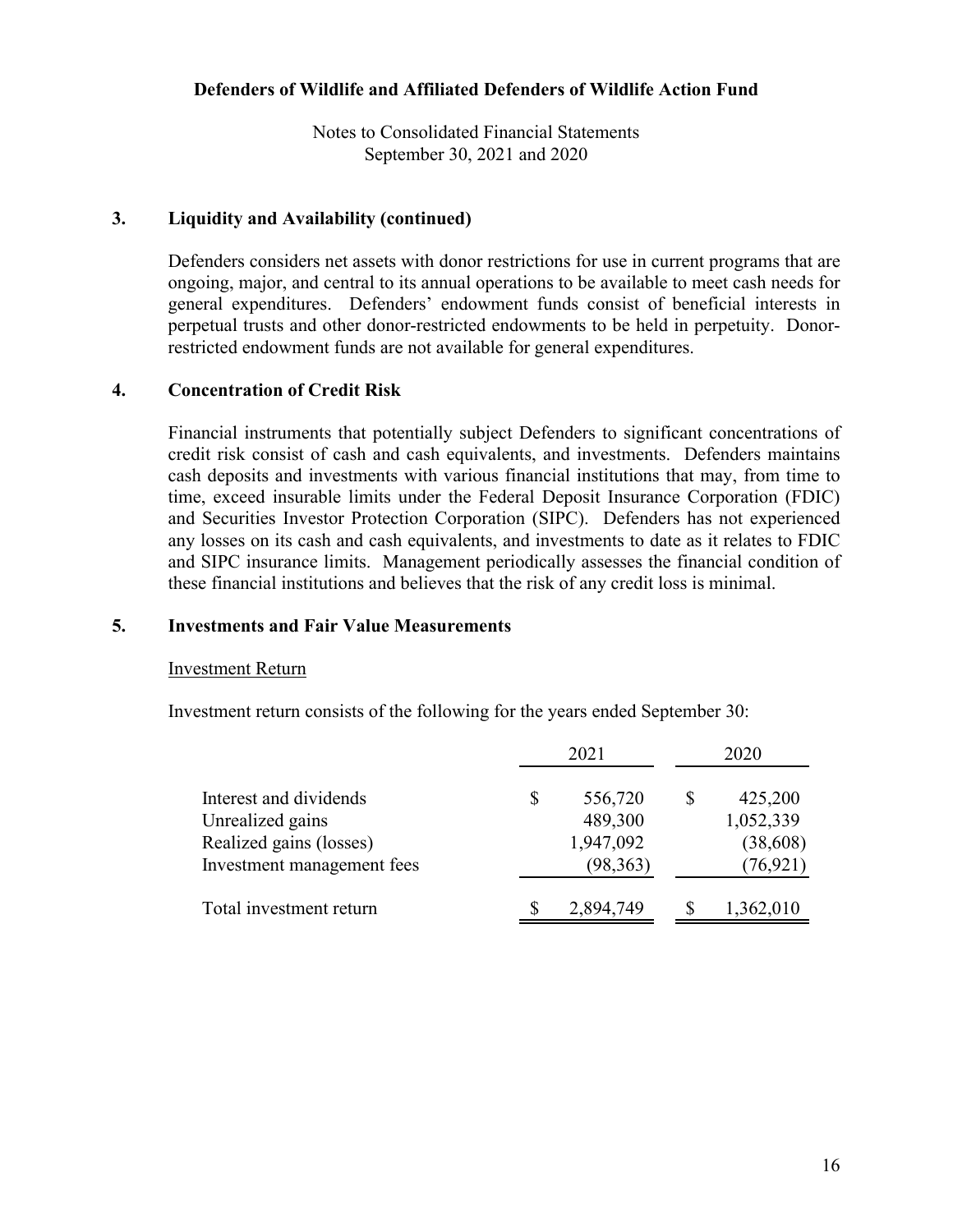## 3. Liquidity and Availability (continued)

Defenders considers net assets with donor restrictions for use in current programs that are ongoing, major, and central to its annual operations to be available to meet cash needs for general expenditures. Defenders' endowment funds consist of beneficial interests in perpetual trusts and other donor-restricted endowments to be held in perpetuity. Donor-restricted endowment funds are not available for general expenditures.

## 4. Concentration of Credit Risk

Financial instruments that potentially subject Defenders to significant concentrations of credit risk consist of cash and cash equivalents, and investments. Defenders maintains cash deposits and investments with various financial institutions that may, from time to time, exceed insurable limits under the Federal Deposit Insurance Corporation (FDIC) and Securities Investor Protection Corporation (SIPC). Defenders has not experienced any losses on its cash and cash equivalents, and investments to date as it relates to FDIC and SIPC insurance limits. Management periodically assesses the financial condition of these financial institutions and believes that the risk of any credit loss is minimal.

## 5. Investments and Fair Value Measurements

Investment Return

Investment return consists of the following for the years ended September 30:

| | 2021 | 2020 |
|---|---|---|
| Interest and dividends | $ 556,720 | $ 425,200 |
| Unrealized gains | 489,300 | 1,052,339 |
| Realized gains (losses) | 1,947,092 | (38,608) |
| Investment management fees | (98,363) | (76,921) |
| Total investment return | $ 2,894,749 | $ 1,362,010 |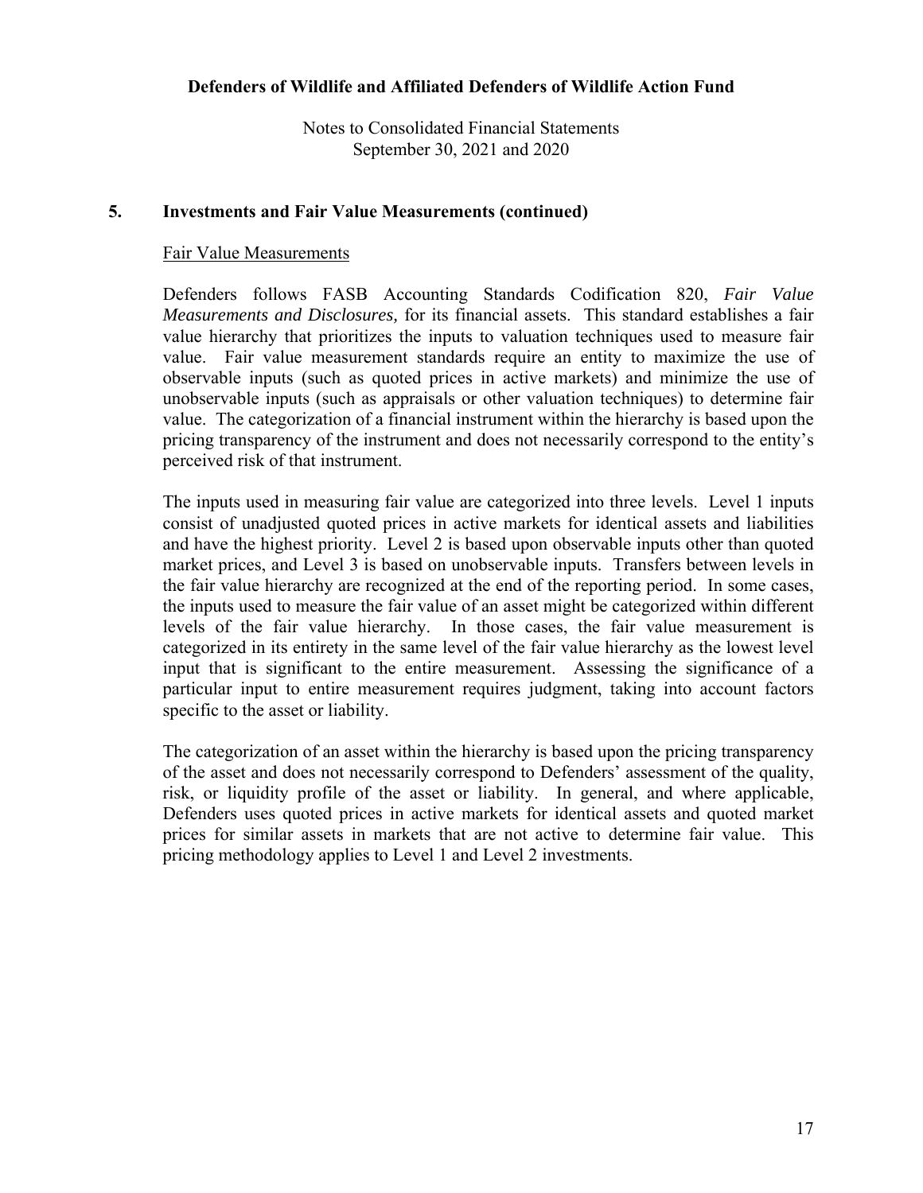## 5. Investments and Fair Value Measurements (continued)

Fair Value Measurements

Defenders follows FASB Accounting Standards Codification 820, *Fair Value Measurements and Disclosures,* for its financial assets. This standard establishes a fair value hierarchy that prioritizes the inputs to valuation techniques used to measure fair value. Fair value measurement standards require an entity to maximize the use of observable inputs (such as quoted prices in active markets) and minimize the use of unobservable inputs (such as appraisals or other valuation techniques) to determine fair value. The categorization of a financial instrument within the hierarchy is based upon the pricing transparency of the instrument and does not necessarily correspond to the entity's perceived risk of that instrument.

The inputs used in measuring fair value are categorized into three levels. Level 1 inputs consist of unadjusted quoted prices in active markets for identical assets and liabilities and have the highest priority. Level 2 is based upon observable inputs other than quoted market prices, and Level 3 is based on unobservable inputs. Transfers between levels in the fair value hierarchy are recognized at the end of the reporting period. In some cases, the inputs used to measure the fair value of an asset might be categorized within different levels of the fair value hierarchy. In those cases, the fair value measurement is categorized in its entirety in the same level of the fair value hierarchy as the lowest level input that is significant to the entire measurement. Assessing the significance of a particular input to entire measurement requires judgment, taking into account factors specific to the asset or liability.

The categorization of an asset within the hierarchy is based upon the pricing transparency of the asset and does not necessarily correspond to Defenders' assessment of the quality, risk, or liquidity profile of the asset or liability. In general, and where applicable, Defenders uses quoted prices in active markets for identical assets and quoted market prices for similar assets in markets that are not active to determine fair value. This pricing methodology applies to Level 1 and Level 2 investments.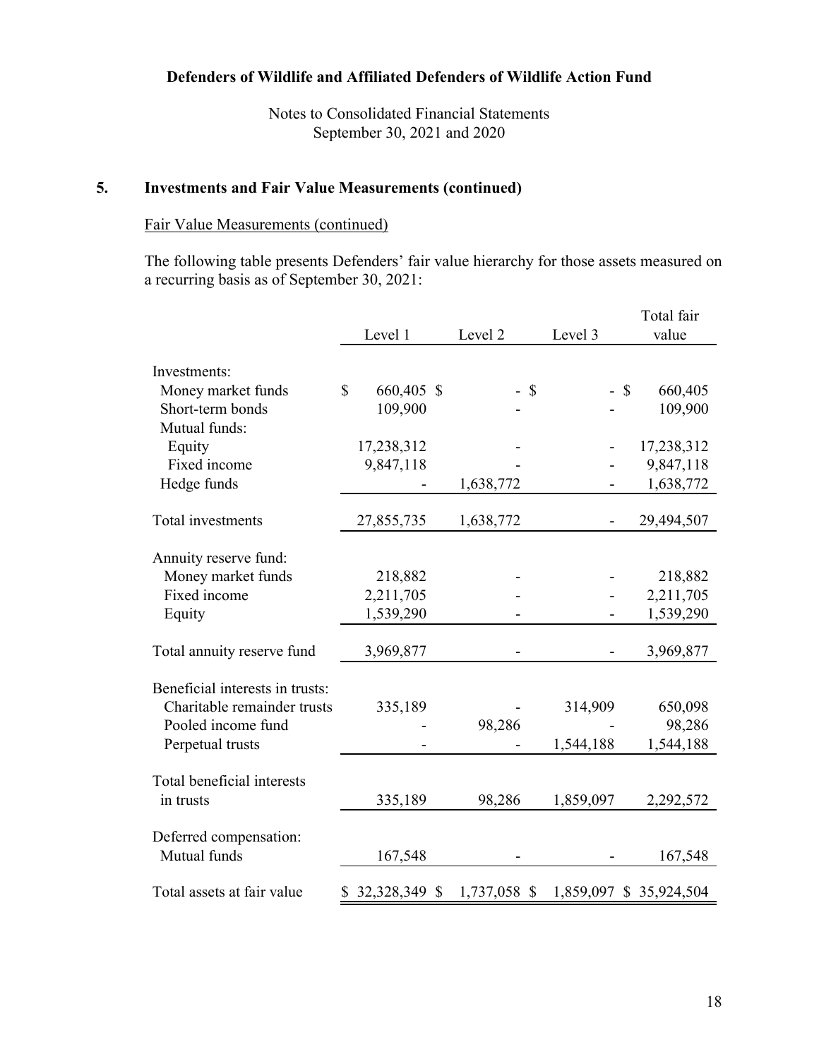# Defenders of Wildlife and Affiliated Defenders of Wildlife Action Fund

Notes to Consolidated Financial Statements
September 30, 2021 and 2020

## 5. Investments and Fair Value Measurements (continued)

Fair Value Measurements (continued)

The following table presents Defenders' fair value hierarchy for those assets measured on a recurring basis as of September 30, 2021:

| | Level 1 | Level 2 | Level 3 | Total fair value |
|---|---|---|---|---|
| Investments: | | | | |
| Money market funds | $ 660,405 | $ - | $ - | $ 660,405 |
| Short-term bonds | 109,900 | - | - | 109,900 |
| Mutual funds: | | | | |
| Equity | 17,238,312 | - | - | 17,238,312 |
| Fixed income | 9,847,118 | - | - | 9,847,118 |
| Hedge funds | - | 1,638,772 | - | 1,638,772 |
| Total investments | 27,855,735 | 1,638,772 | - | 29,494,507 |
| Annuity reserve fund: | | | | |
| Money market funds | 218,882 | - | - | 218,882 |
| Fixed income | 2,211,705 | - | - | 2,211,705 |
| Equity | 1,539,290 | - | - | 1,539,290 |
| Total annuity reserve fund | 3,969,877 | - | - | 3,969,877 |
| Beneficial interests in trusts: | | | | |
| Charitable remainder trusts | 335,189 | - | 314,909 | 650,098 |
| Pooled income fund | - | 98,286 | - | 98,286 |
| Perpetual trusts | - | - | 1,544,188 | 1,544,188 |
| Total beneficial interests in trusts | 335,189 | 98,286 | 1,859,097 | 2,292,572 |
| Deferred compensation: | | | | |
| Mutual funds | 167,548 | - | - | 167,548 |
| Total assets at fair value | $ 32,328,349 | $ 1,737,058 | $ 1,859,097 | $ 35,924,504 |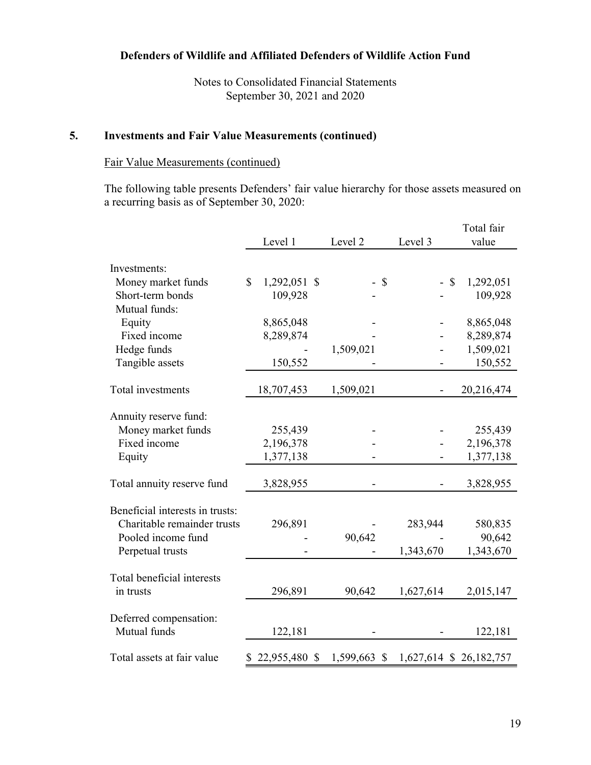**Defenders of Wildlife and Affiliated Defenders of Wildlife Action Fund**

Notes to Consolidated Financial Statements
September 30, 2021 and 2020

## 5. Investments and Fair Value Measurements (continued)

Fair Value Measurements (continued)

The following table presents Defenders' fair value hierarchy for those assets measured on a recurring basis as of September 30, 2020:

| | Level 1 | Level 2 | Level 3 | Total fair value |
|---|---|---|---|---|
| Investments: | | | | |
| Money market funds | $ 1,292,051 | $ - | $ - | $ 1,292,051 |
| Short-term bonds | 109,928 | - | - | 109,928 |
| Mutual funds: | | | | |
| Equity | 8,865,048 | - | - | 8,865,048 |
| Fixed income | 8,289,874 | - | - | 8,289,874 |
| Hedge funds | - | 1,509,021 | - | 1,509,021 |
| Tangible assets | 150,552 | - | - | 150,552 |
| Total investments | 18,707,453 | 1,509,021 | - | 20,216,474 |
| Annuity reserve fund: | | | | |
| Money market funds | 255,439 | - | - | 255,439 |
| Fixed income | 2,196,378 | - | - | 2,196,378 |
| Equity | 1,377,138 | - | - | 1,377,138 |
| Total annuity reserve fund | 3,828,955 | - | - | 3,828,955 |
| Beneficial interests in trusts: | | | | |
| Charitable remainder trusts | 296,891 | - | 283,944 | 580,835 |
| Pooled income fund | - | 90,642 | - | 90,642 |
| Perpetual trusts | - | - | 1,343,670 | 1,343,670 |
| Total beneficial interests in trusts | 296,891 | 90,642 | 1,627,614 | 2,015,147 |
| Deferred compensation: | | | | |
| Mutual funds | 122,181 | - | - | 122,181 |
| Total assets at fair value | $ 22,955,480 | $ 1,599,663 | $ 1,627,614 | $ 26,182,757 |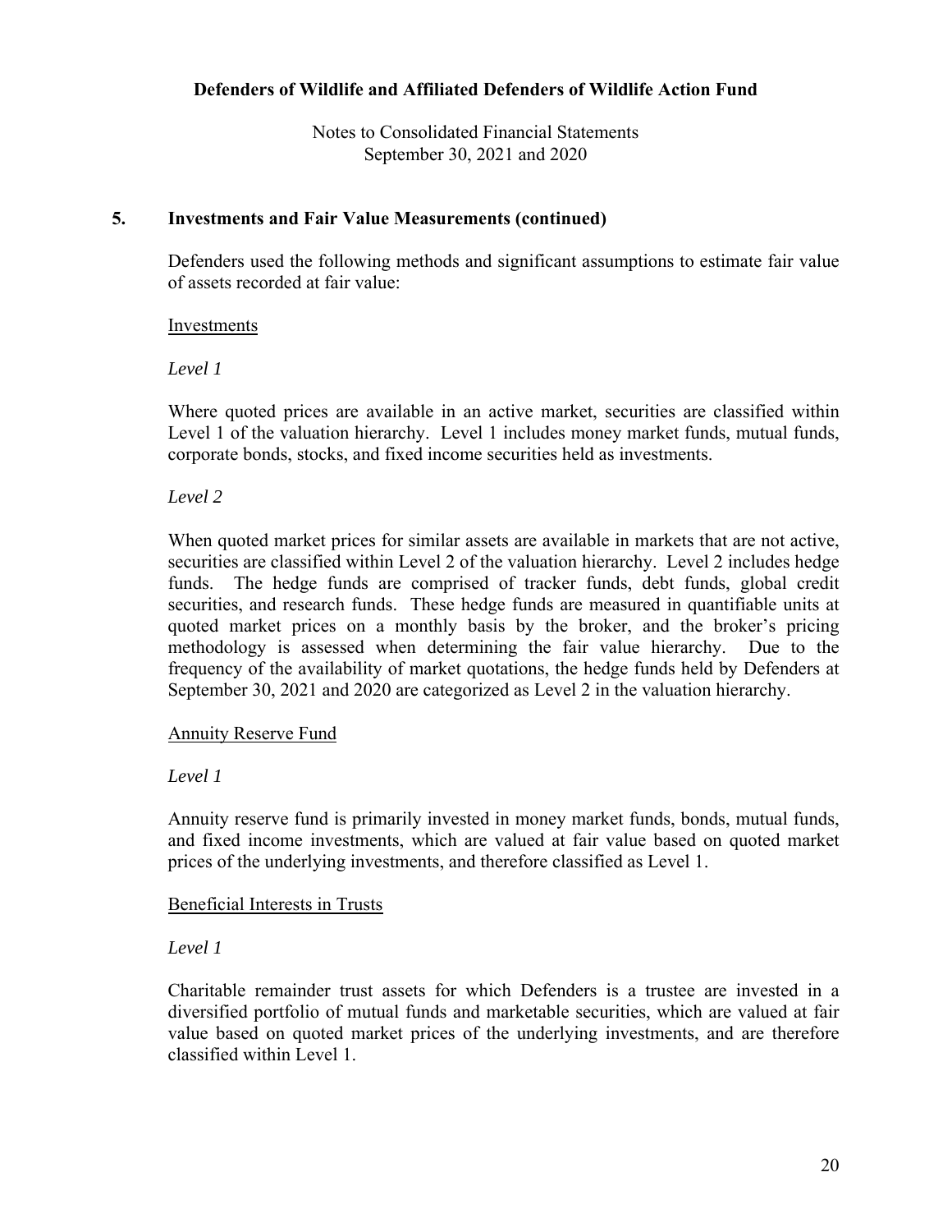## 5. Investments and Fair Value Measurements (continued)

Defenders used the following methods and significant assumptions to estimate fair value of assets recorded at fair value:

Investments

*Level 1*

Where quoted prices are available in an active market, securities are classified within Level 1 of the valuation hierarchy. Level 1 includes money market funds, mutual funds, corporate bonds, stocks, and fixed income securities held as investments.

*Level 2*

When quoted market prices for similar assets are available in markets that are not active, securities are classified within Level 2 of the valuation hierarchy. Level 2 includes hedge funds. The hedge funds are comprised of tracker funds, debt funds, global credit securities, and research funds. These hedge funds are measured in quantifiable units at quoted market prices on a monthly basis by the broker, and the broker's pricing methodology is assessed when determining the fair value hierarchy. Due to the frequency of the availability of market quotations, the hedge funds held by Defenders at September 30, 2021 and 2020 are categorized as Level 2 in the valuation hierarchy.

Annuity Reserve Fund

*Level 1*

Annuity reserve fund is primarily invested in money market funds, bonds, mutual funds, and fixed income investments, which are valued at fair value based on quoted market prices of the underlying investments, and therefore classified as Level 1.

Beneficial Interests in Trusts

*Level 1*

Charitable remainder trust assets for which Defenders is a trustee are invested in a diversified portfolio of mutual funds and marketable securities, which are valued at fair value based on quoted market prices of the underlying investments, and are therefore classified within Level 1.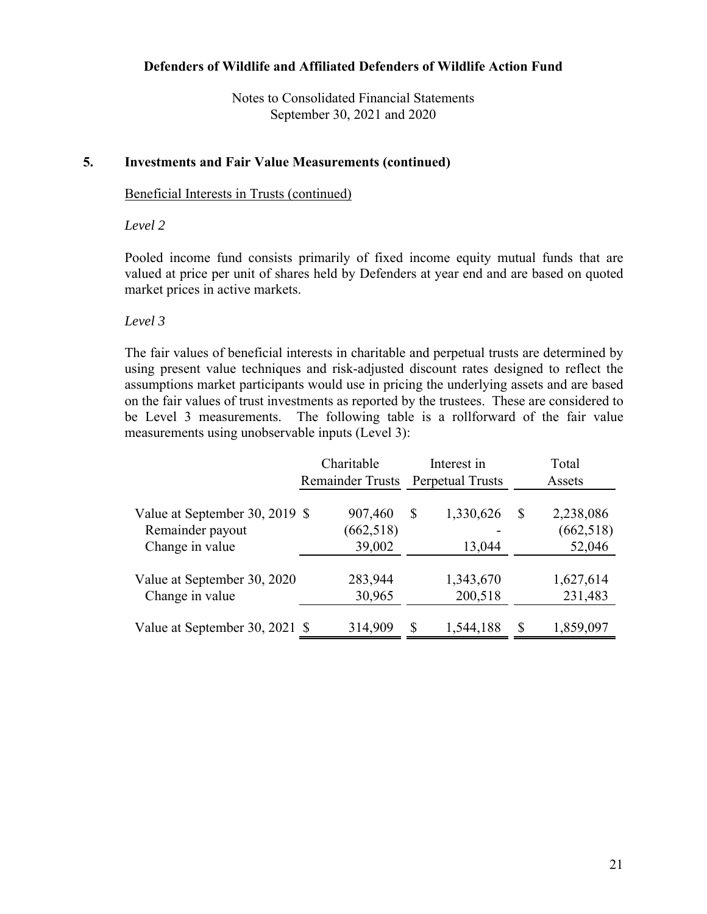## 5. Investments and Fair Value Measurements (continued)

Beneficial Interests in Trusts (continued)

*Level 2*

Pooled income fund consists primarily of fixed income equity mutual funds that are valued at price per unit of shares held by Defenders at year end and are based on quoted market prices in active markets.

*Level 3*

The fair values of beneficial interests in charitable and perpetual trusts are determined by using present value techniques and risk-adjusted discount rates designed to reflect the assumptions market participants would use in pricing the underlying assets and are based on the fair values of trust investments as reported by the trustees. These are considered to be Level 3 measurements. The following table is a rollforward of the fair value measurements using unobservable inputs (Level 3):

| | Charitable Remainder Trusts | Interest in Perpetual Trusts | Total Assets |
|---|---|---|---|
| Value at September 30, 2019 | $ 907,460 | $ 1,330,626 | $ 2,238,086 |
| Remainder payout | (662,518) | - | (662,518) |
| Change in value | 39,002 | 13,044 | 52,046 |
| Value at September 30, 2020 | 283,944 | 1,343,670 | 1,627,614 |
| Change in value | 30,965 | 200,518 | 231,483 |
| Value at September 30, 2021 | $ 314,909 | $ 1,544,188 | $ 1,859,097 |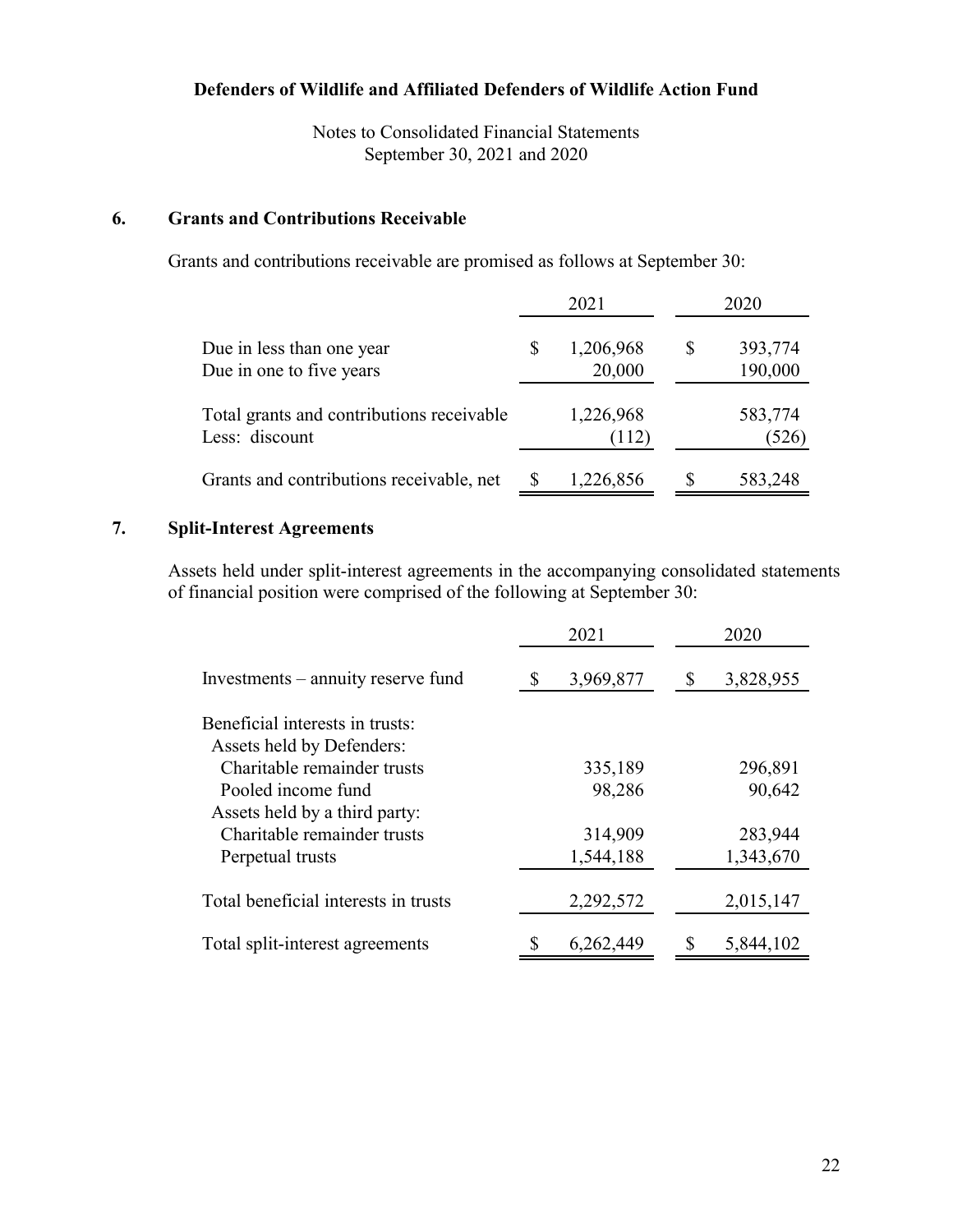# Defenders of Wildlife and Affiliated Defenders of Wildlife Action Fund

Notes to Consolidated Financial Statements
September 30, 2021 and 2020

## 6. Grants and Contributions Receivable

Grants and contributions receivable are promised as follows at September 30:

| | 2021 | 2020 |
|---|---|---|
| Due in less than one year | $ 1,206,968 | $ 393,774 |
| Due in one to five years | 20,000 | 190,000 |
| Total grants and contributions receivable | 1,226,968 | 583,774 |
| Less: discount | (112) | (526) |
| Grants and contributions receivable, net | $ 1,226,856 | $ 583,248 |

## 7. Split-Interest Agreements

Assets held under split-interest agreements in the accompanying consolidated statements of financial position were comprised of the following at September 30:

| | 2021 | 2020 |
|---|---|---|
| Investments – annuity reserve fund | $ 3,969,877 | $ 3,828,955 |
| Beneficial interests in trusts: | | |
| Assets held by Defenders: | | |
| Charitable remainder trusts | 335,189 | 296,891 |
| Pooled income fund | 98,286 | 90,642 |
| Assets held by a third party: | | |
| Charitable remainder trusts | 314,909 | 283,944 |
| Perpetual trusts | 1,544,188 | 1,343,670 |
| Total beneficial interests in trusts | 2,292,572 | 2,015,147 |
| Total split-interest agreements | $ 6,262,449 | $ 5,844,102 |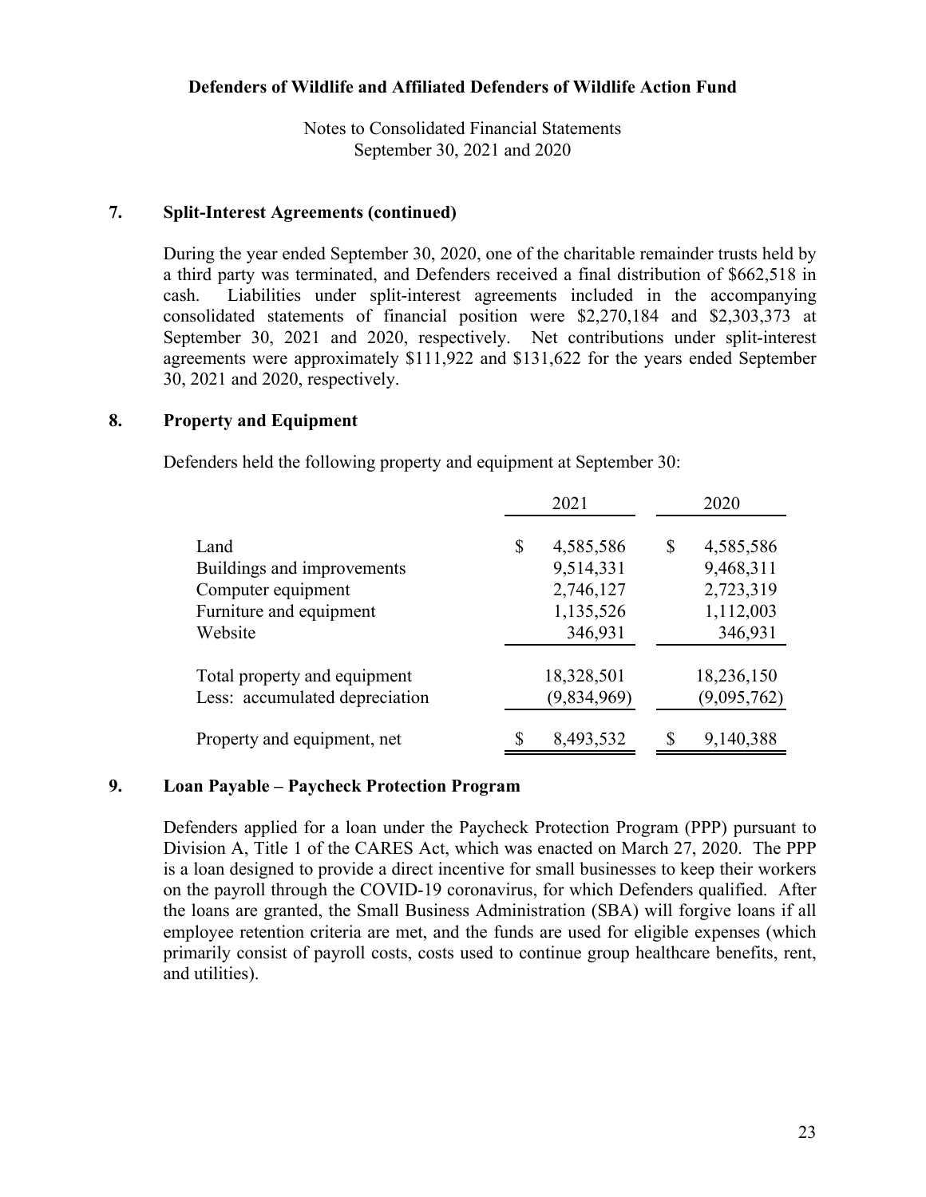Defenders of Wildlife and Affiliated Defenders of Wildlife Action Fund

Notes to Consolidated Financial Statements
September 30, 2021 and 2020

## 7. Split-Interest Agreements (continued)

During the year ended September 30, 2020, one of the charitable remainder trusts held by a third party was terminated, and Defenders received a final distribution of $662,518 in cash. Liabilities under split-interest agreements included in the accompanying consolidated statements of financial position were $2,270,184 and $2,303,373 at September 30, 2021 and 2020, respectively. Net contributions under split-interest agreements were approximately $111,922 and $131,622 for the years ended September 30, 2021 and 2020, respectively.

## 8. Property and Equipment

Defenders held the following property and equipment at September 30:

| | 2021 | 2020 |
|---|---|---|
| Land | $ 4,585,586 | $ 4,585,586 |
| Buildings and improvements | 9,514,331 | 9,468,311 |
| Computer equipment | 2,746,127 | 2,723,319 |
| Furniture and equipment | 1,135,526 | 1,112,003 |
| Website | 346,931 | 346,931 |
| Total property and equipment | 18,328,501 | 18,236,150 |
| Less: accumulated depreciation | (9,834,969) | (9,095,762) |
| Property and equipment, net | $ 8,493,532 | $ 9,140,388 |

## 9. Loan Payable – Paycheck Protection Program

Defenders applied for a loan under the Paycheck Protection Program (PPP) pursuant to Division A, Title 1 of the CARES Act, which was enacted on March 27, 2020. The PPP is a loan designed to provide a direct incentive for small businesses to keep their workers on the payroll through the COVID-19 coronavirus, for which Defenders qualified. After the loans are granted, the Small Business Administration (SBA) will forgive loans if all employee retention criteria are met, and the funds are used for eligible expenses (which primarily consist of payroll costs, costs used to continue group healthcare benefits, rent, and utilities).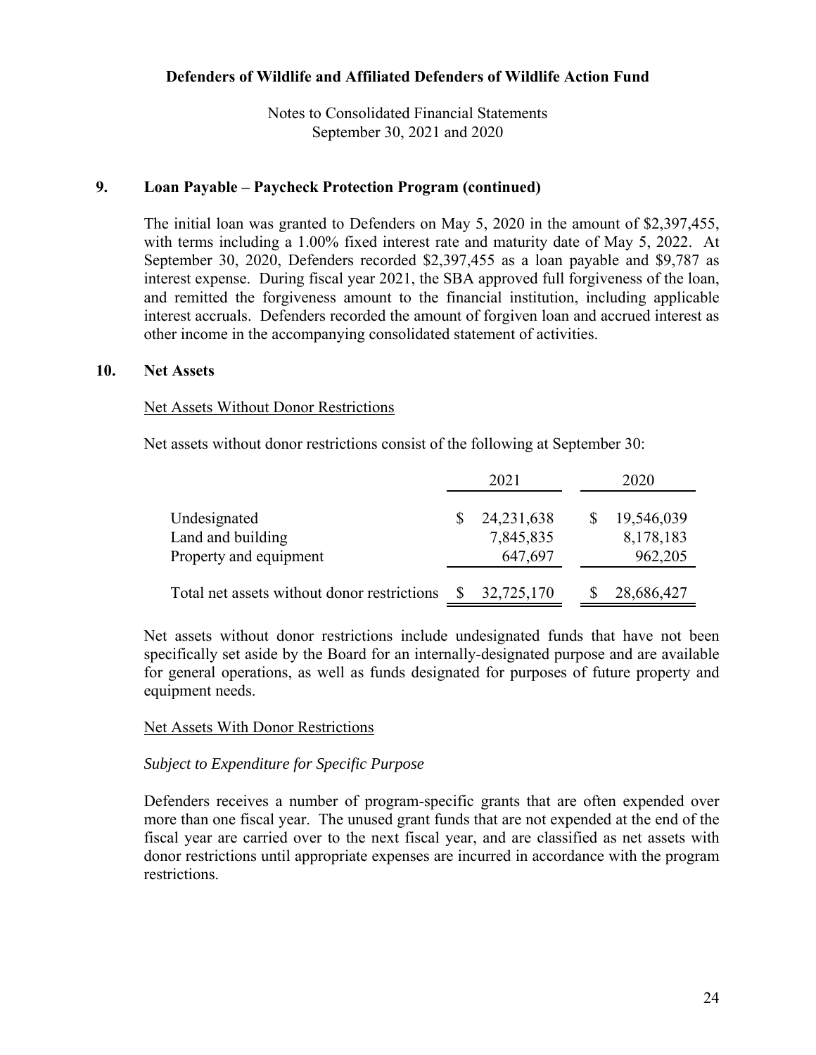**Defenders of Wildlife and Affiliated Defenders of Wildlife Action Fund**

Notes to Consolidated Financial Statements
September 30, 2021 and 2020

## 9. Loan Payable – Paycheck Protection Program (continued)

The initial loan was granted to Defenders on May 5, 2020 in the amount of $2,397,455, with terms including a 1.00% fixed interest rate and maturity date of May 5, 2022. At September 30, 2020, Defenders recorded $2,397,455 as a loan payable and $9,787 as interest expense. During fiscal year 2021, the SBA approved full forgiveness of the loan, and remitted the forgiveness amount to the financial institution, including applicable interest accruals. Defenders recorded the amount of forgiven loan and accrued interest as other income in the accompanying consolidated statement of activities.

## 10. Net Assets

Net Assets Without Donor Restrictions

Net assets without donor restrictions consist of the following at September 30:

| | 2021 | 2020 |
|---|---|---|
| Undesignated | $ 24,231,638 | $ 19,546,039 |
| Land and building | 7,845,835 | 8,178,183 |
| Property and equipment | 647,697 | 962,205 |
| Total net assets without donor restrictions | $ 32,725,170 | $ 28,686,427 |

Net assets without donor restrictions include undesignated funds that have not been specifically set aside by the Board for an internally-designated purpose and are available for general operations, as well as funds designated for purposes of future property and equipment needs.

Net Assets With Donor Restrictions

*Subject to Expenditure for Specific Purpose*

Defenders receives a number of program-specific grants that are often expended over more than one fiscal year. The unused grant funds that are not expended at the end of the fiscal year are carried over to the next fiscal year, and are classified as net assets with donor restrictions until appropriate expenses are incurred in accordance with the program restrictions.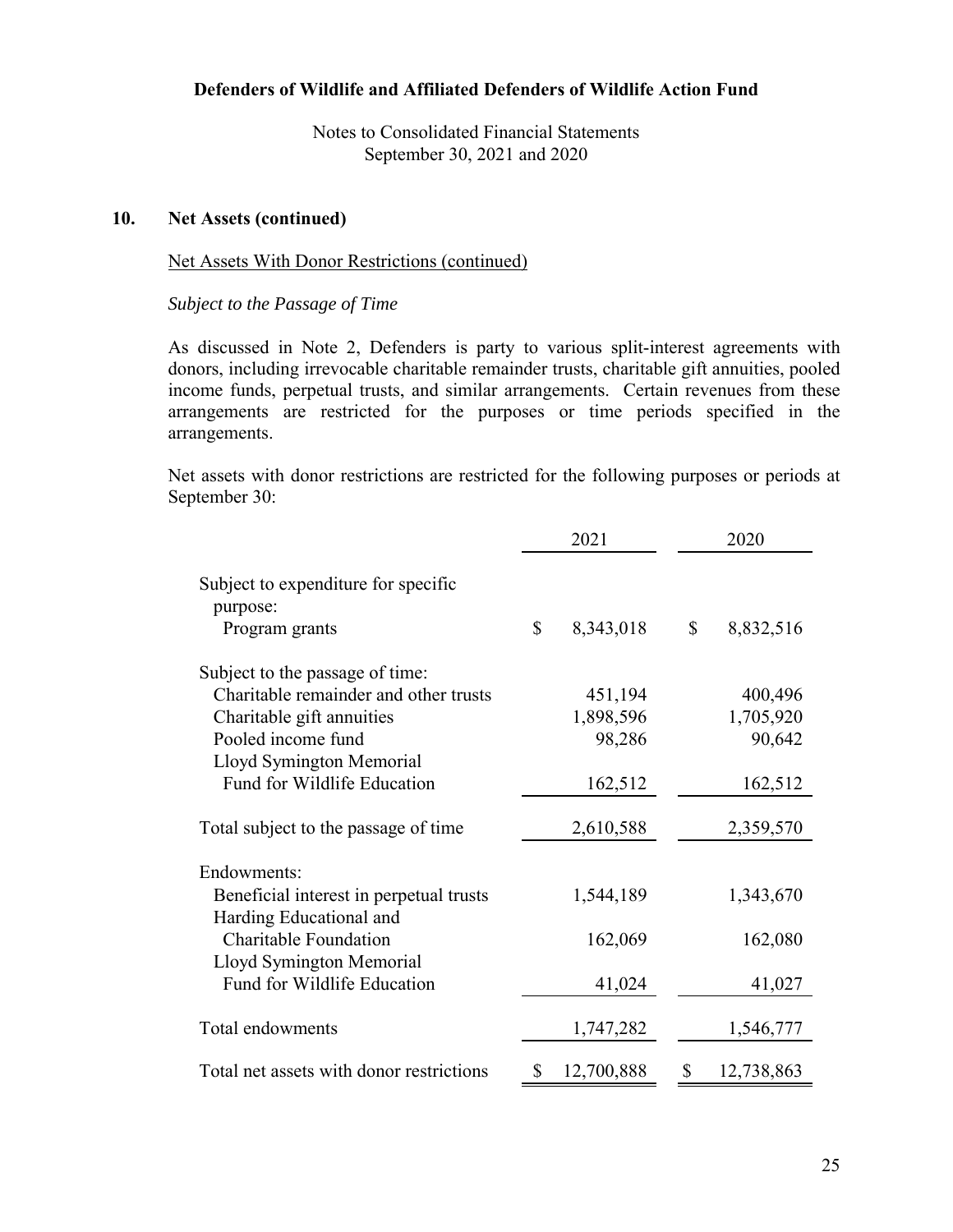Notes to Consolidated Financial Statements
September 30, 2021 and 2020

## 10. Net Assets (continued)

Net Assets With Donor Restrictions (continued)

*Subject to the Passage of Time*

As discussed in Note 2, Defenders is party to various split-interest agreements with donors, including irrevocable charitable remainder trusts, charitable gift annuities, pooled income funds, perpetual trusts, and similar arrangements. Certain revenues from these arrangements are restricted for the purposes or time periods specified in the arrangements.

Net assets with donor restrictions are restricted for the following purposes or periods at September 30:

| | 2021 | 2020 |
|---|---|---|
| Subject to expenditure for specific purpose: | | |
| Program grants | $ 8,343,018 | $ 8,832,516 |
| Subject to the passage of time: | | |
| Charitable remainder and other trusts | 451,194 | 400,496 |
| Charitable gift annuities | 1,898,596 | 1,705,920 |
| Pooled income fund | 98,286 | 90,642 |
| Lloyd Symington Memorial Fund for Wildlife Education | 162,512 | 162,512 |
| Total subject to the passage of time | 2,610,588 | 2,359,570 |
| Endowments: | | |
| Beneficial interest in perpetual trusts | 1,544,189 | 1,343,670 |
| Harding Educational and Charitable Foundation | 162,069 | 162,080 |
| Lloyd Symington Memorial Fund for Wildlife Education | 41,024 | 41,027 |
| Total endowments | 1,747,282 | 1,546,777 |
| Total net assets with donor restrictions | $ 12,700,888 | $ 12,738,863 |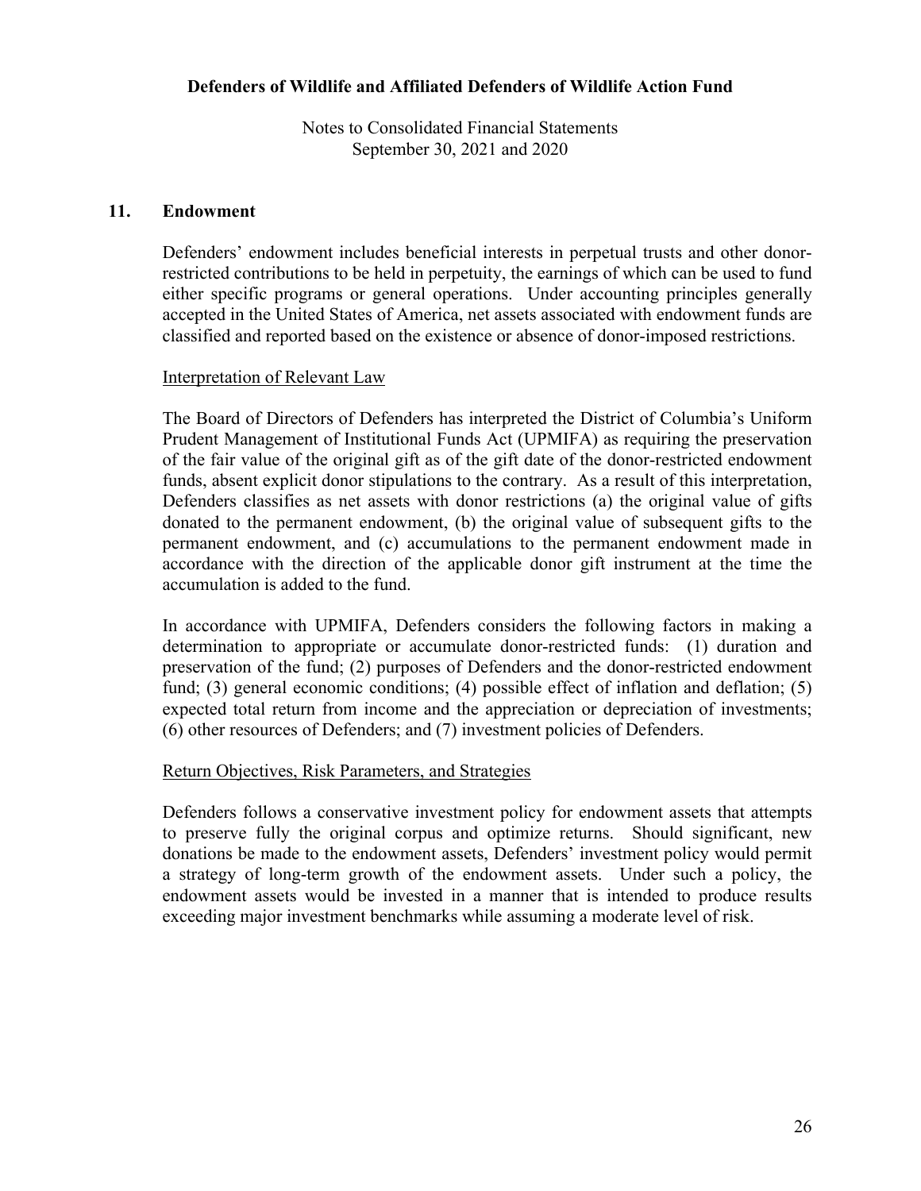## 11. Endowment

Defenders' endowment includes beneficial interests in perpetual trusts and other donor-restricted contributions to be held in perpetuity, the earnings of which can be used to fund either specific programs or general operations. Under accounting principles generally accepted in the United States of America, net assets associated with endowment funds are classified and reported based on the existence or absence of donor-imposed restrictions.

### Interpretation of Relevant Law

The Board of Directors of Defenders has interpreted the District of Columbia's Uniform Prudent Management of Institutional Funds Act (UPMIFA) as requiring the preservation of the fair value of the original gift as of the gift date of the donor-restricted endowment funds, absent explicit donor stipulations to the contrary. As a result of this interpretation, Defenders classifies as net assets with donor restrictions (a) the original value of gifts donated to the permanent endowment, (b) the original value of subsequent gifts to the permanent endowment, and (c) accumulations to the permanent endowment made in accordance with the direction of the applicable donor gift instrument at the time the accumulation is added to the fund.

In accordance with UPMIFA, Defenders considers the following factors in making a determination to appropriate or accumulate donor-restricted funds: (1) duration and preservation of the fund; (2) purposes of Defenders and the donor-restricted endowment fund; (3) general economic conditions; (4) possible effect of inflation and deflation; (5) expected total return from income and the appreciation or depreciation of investments; (6) other resources of Defenders; and (7) investment policies of Defenders.

### Return Objectives, Risk Parameters, and Strategies

Defenders follows a conservative investment policy for endowment assets that attempts to preserve fully the original corpus and optimize returns. Should significant, new donations be made to the endowment assets, Defenders' investment policy would permit a strategy of long-term growth of the endowment assets. Under such a policy, the endowment assets would be invested in a manner that is intended to produce results exceeding major investment benchmarks while assuming a moderate level of risk.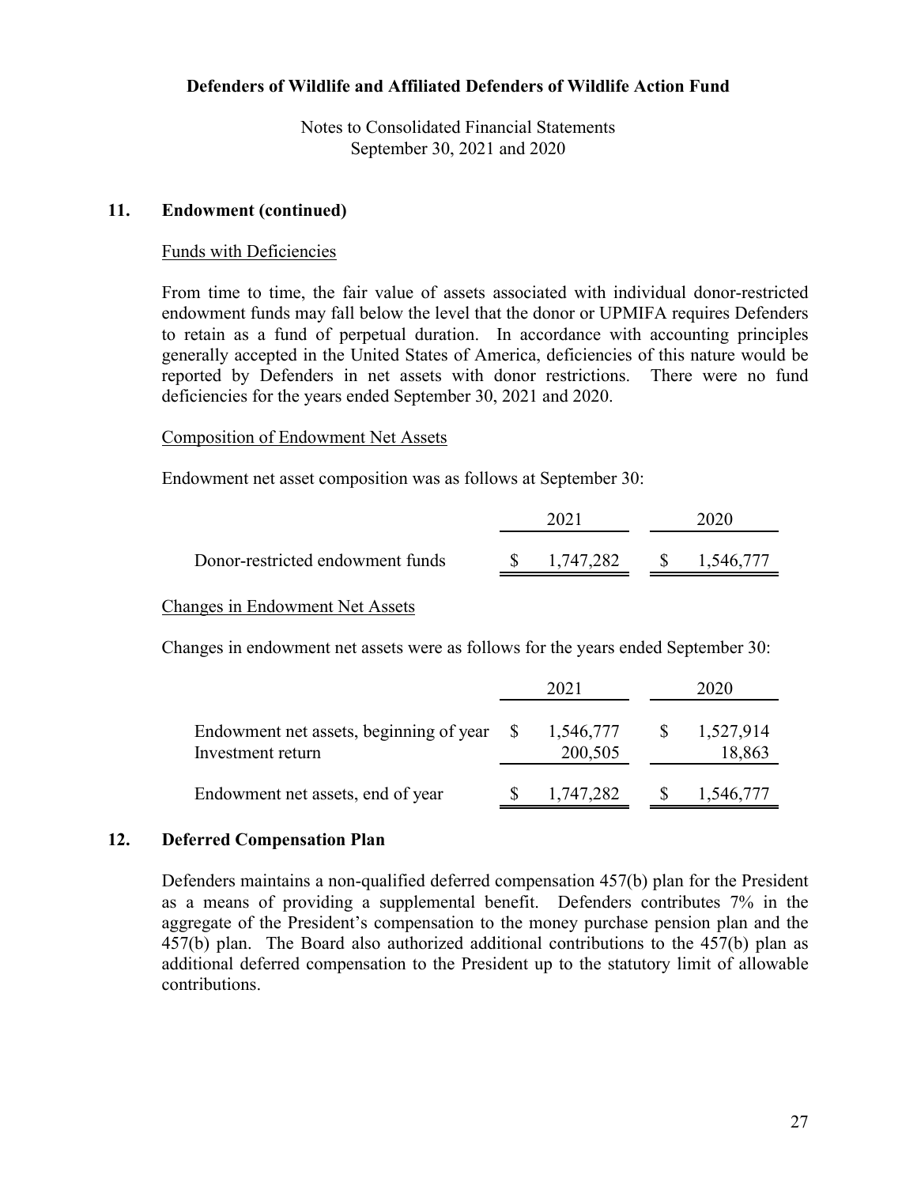## 11. Endowment (continued)

### Funds with Deficiencies

From time to time, the fair value of assets associated with individual donor-restricted endowment funds may fall below the level that the donor or UPMIFA requires Defenders to retain as a fund of perpetual duration. In accordance with accounting principles generally accepted in the United States of America, deficiencies of this nature would be reported by Defenders in net assets with donor restrictions. There were no fund deficiencies for the years ended September 30, 2021 and 2020.

### Composition of Endowment Net Assets

Endowment net asset composition was as follows at September 30:

| | 2021 | 2020 |
|---|---|---|
| Donor-restricted endowment funds | $ 1,747,282 | $ 1,546,777 |

### Changes in Endowment Net Assets

Changes in endowment net assets were as follows for the years ended September 30:

| | 2021 | 2020 |
|---|---|---|
| Endowment net assets, beginning of year | $ 1,546,777 | $ 1,527,914 |
| Investment return | 200,505 | 18,863 |
| Endowment net assets, end of year | $ 1,747,282 | $ 1,546,777 |

## 12. Deferred Compensation Plan

Defenders maintains a non-qualified deferred compensation 457(b) plan for the President as a means of providing a supplemental benefit. Defenders contributes 7% in the aggregate of the President's compensation to the money purchase pension plan and the 457(b) plan. The Board also authorized additional contributions to the 457(b) plan as additional deferred compensation to the President up to the statutory limit of allowable contributions.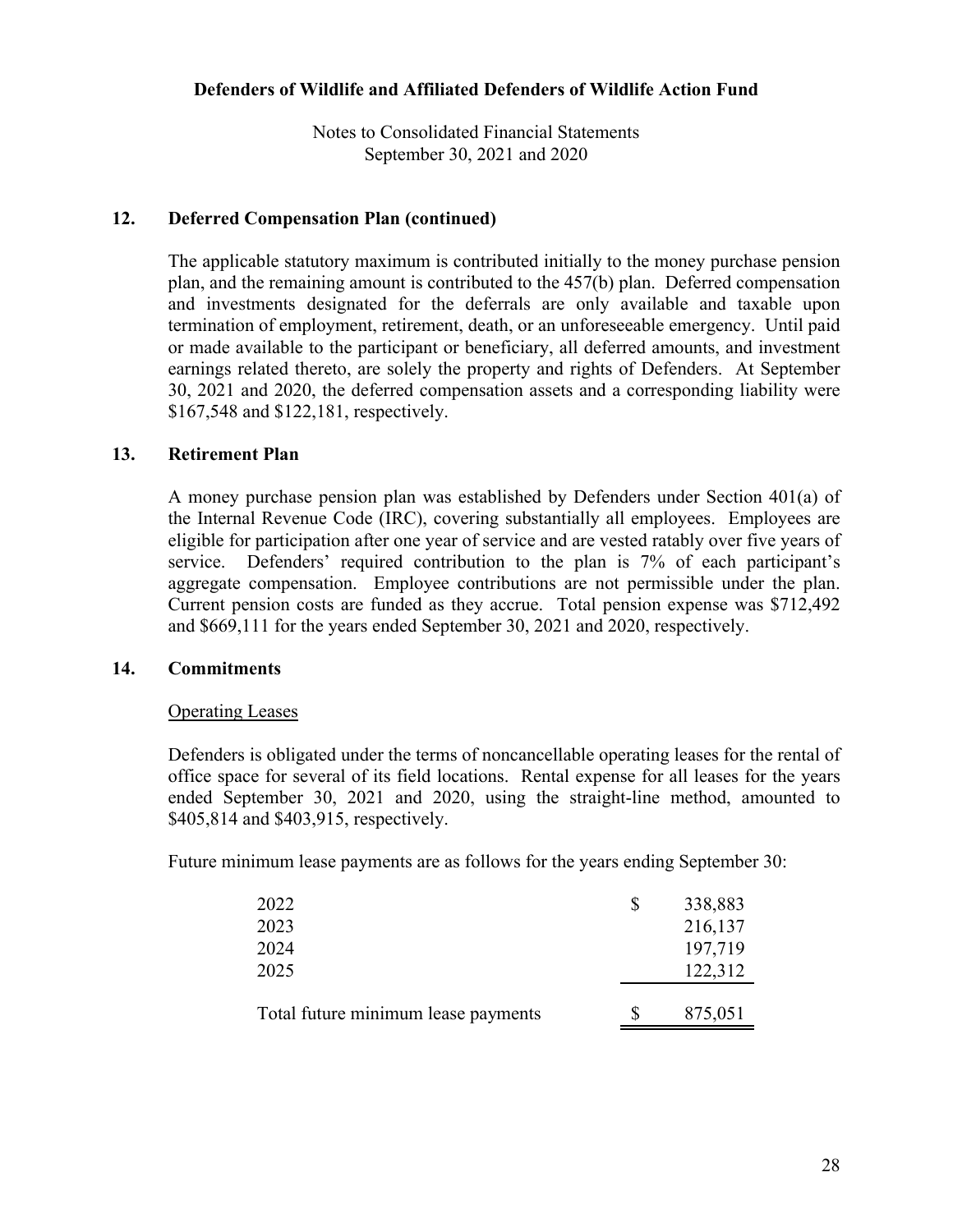## 12. Deferred Compensation Plan (continued)

The applicable statutory maximum is contributed initially to the money purchase pension plan, and the remaining amount is contributed to the 457(b) plan. Deferred compensation and investments designated for the deferrals are only available and taxable upon termination of employment, retirement, death, or an unforeseeable emergency. Until paid or made available to the participant or beneficiary, all deferred amounts, and investment earnings related thereto, are solely the property and rights of Defenders. At September 30, 2021 and 2020, the deferred compensation assets and a corresponding liability were $167,548 and $122,181, respectively.

## 13. Retirement Plan

A money purchase pension plan was established by Defenders under Section 401(a) of the Internal Revenue Code (IRC), covering substantially all employees. Employees are eligible for participation after one year of service and are vested ratably over five years of service. Defenders' required contribution to the plan is 7% of each participant's aggregate compensation. Employee contributions are not permissible under the plan. Current pension costs are funded as they accrue. Total pension expense was $712,492 and $669,111 for the years ended September 30, 2021 and 2020, respectively.

## 14. Commitments

### Operating Leases

Defenders is obligated under the terms of noncancellable operating leases for the rental of office space for several of its field locations. Rental expense for all leases for the years ended September 30, 2021 and 2020, using the straight-line method, amounted to $405,814 and $403,915, respectively.

Future minimum lease payments are as follows for the years ending September 30:

| | |
|---|---|
| 2022 | $ 338,883 |
| 2023 | 216,137 |
| 2024 | 197,719 |
| 2025 | 122,312 |
| Total future minimum lease payments | $ 875,051 |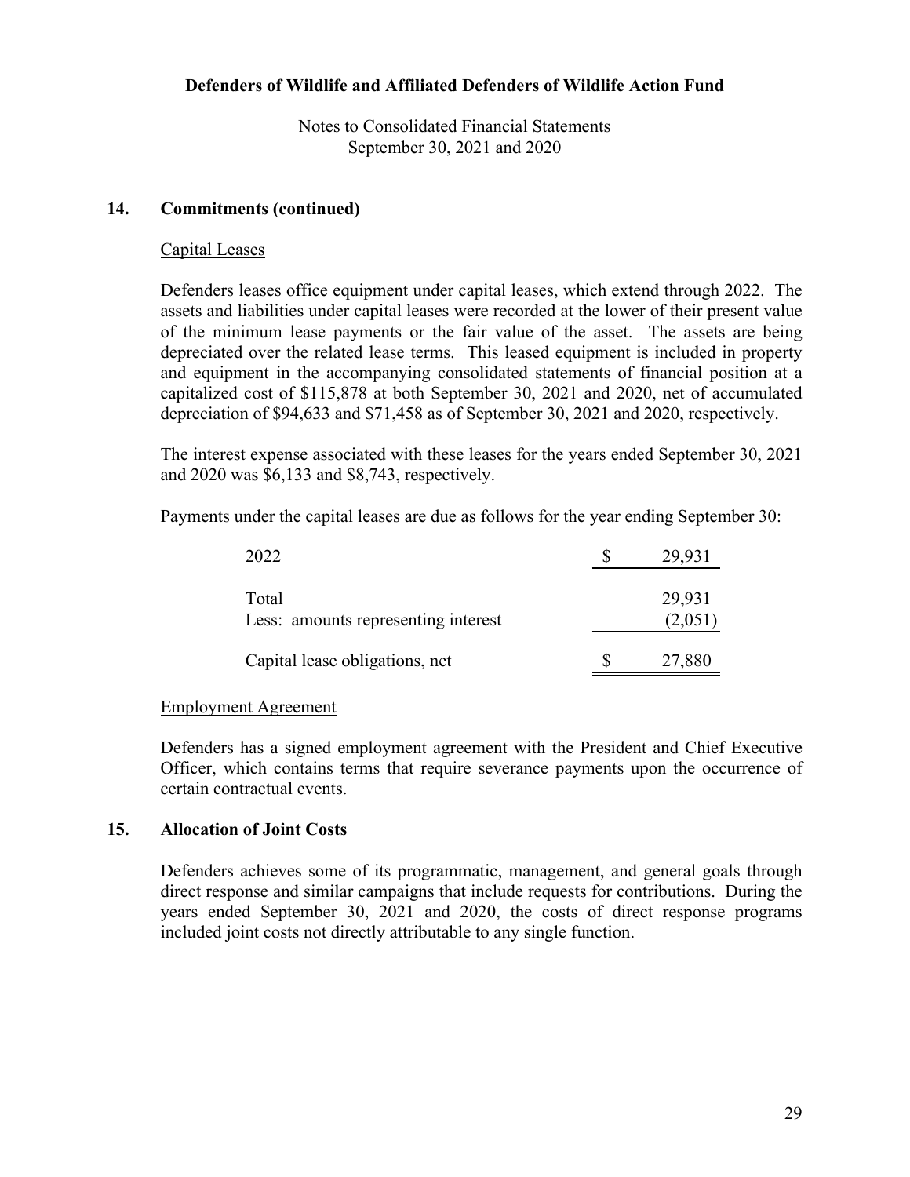**Defenders of Wildlife and Affiliated Defenders of Wildlife Action Fund**

Notes to Consolidated Financial Statements
September 30, 2021 and 2020

## 14. Commitments (continued)

Capital Leases

Defenders leases office equipment under capital leases, which extend through 2022. The assets and liabilities under capital leases were recorded at the lower of their present value of the minimum lease payments or the fair value of the asset. The assets are being depreciated over the related lease terms. This leased equipment is included in property and equipment in the accompanying consolidated statements of financial position at a capitalized cost of $115,878 at both September 30, 2021 and 2020, net of accumulated depreciation of $94,633 and $71,458 as of September 30, 2021 and 2020, respectively.

The interest expense associated with these leases for the years ended September 30, 2021 and 2020 was $6,133 and $8,743, respectively.

Payments under the capital leases are due as follows for the year ending September 30:

| | | |
|---|---|---|
| 2022 | $ | 29,931 |
| Total | | 29,931 |
| Less: amounts representing interest | | (2,051) |
| Capital lease obligations, net | $ | 27,880 |

Employment Agreement

Defenders has a signed employment agreement with the President and Chief Executive Officer, which contains terms that require severance payments upon the occurrence of certain contractual events.

## 15. Allocation of Joint Costs

Defenders achieves some of its programmatic, management, and general goals through direct response and similar campaigns that include requests for contributions. During the years ended September 30, 2021 and 2020, the costs of direct response programs included joint costs not directly attributable to any single function.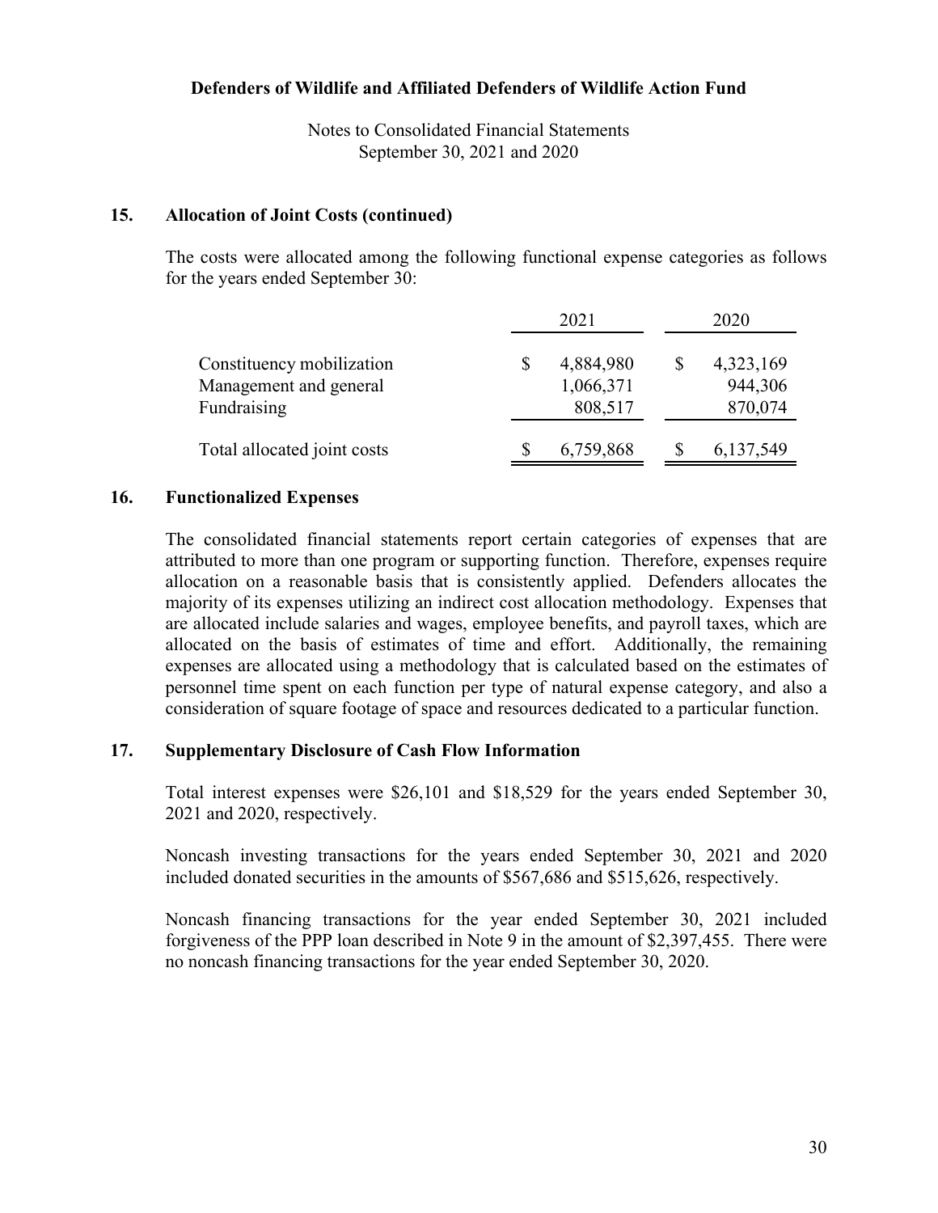## 15. Allocation of Joint Costs (continued)

The costs were allocated among the following functional expense categories as follows for the years ended September 30:

| | 2021 | 2020 |
|---|---|---|
| Constituency mobilization | $ 4,884,980 | $ 4,323,169 |
| Management and general | 1,066,371 | 944,306 |
| Fundraising | 808,517 | 870,074 |
| Total allocated joint costs | $ 6,759,868 | $ 6,137,549 |

## 16. Functionalized Expenses

The consolidated financial statements report certain categories of expenses that are attributed to more than one program or supporting function. Therefore, expenses require allocation on a reasonable basis that is consistently applied. Defenders allocates the majority of its expenses utilizing an indirect cost allocation methodology. Expenses that are allocated include salaries and wages, employee benefits, and payroll taxes, which are allocated on the basis of estimates of time and effort. Additionally, the remaining expenses are allocated using a methodology that is calculated based on the estimates of personnel time spent on each function per type of natural expense category, and also a consideration of square footage of space and resources dedicated to a particular function.

## 17. Supplementary Disclosure of Cash Flow Information

Total interest expenses were $26,101 and $18,529 for the years ended September 30, 2021 and 2020, respectively.

Noncash investing transactions for the years ended September 30, 2021 and 2020 included donated securities in the amounts of $567,686 and $515,626, respectively.

Noncash financing transactions for the year ended September 30, 2021 included forgiveness of the PPP loan described in Note 9 in the amount of $2,397,455. There were no noncash financing transactions for the year ended September 30, 2020.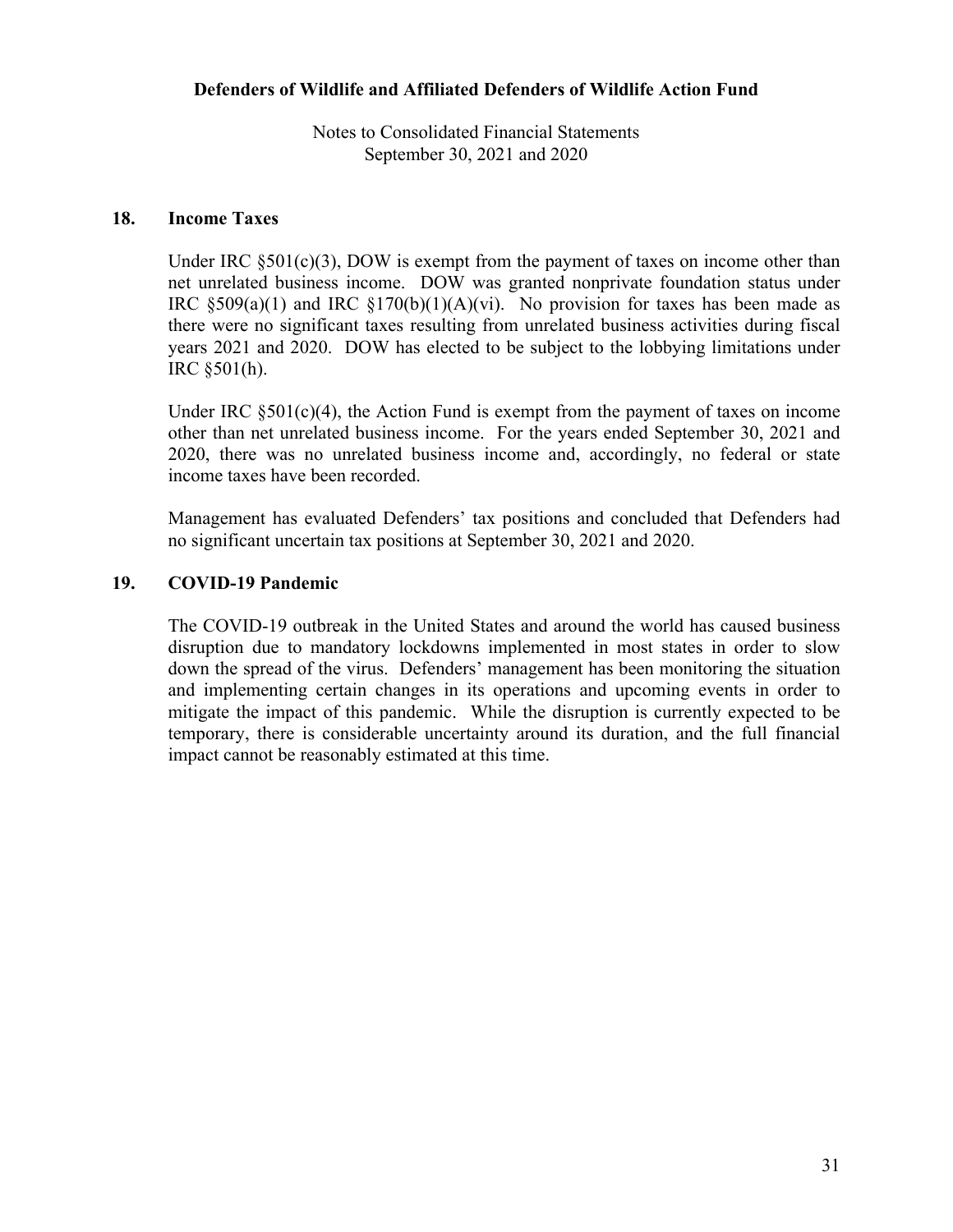## 18. Income Taxes

Under IRC §501(c)(3), DOW is exempt from the payment of taxes on income other than net unrelated business income. DOW was granted nonprivate foundation status under IRC §509(a)(1) and IRC §170(b)(1)(A)(vi). No provision for taxes has been made as there were no significant taxes resulting from unrelated business activities during fiscal years 2021 and 2020. DOW has elected to be subject to the lobbying limitations under IRC §501(h).

Under IRC §501(c)(4), the Action Fund is exempt from the payment of taxes on income other than net unrelated business income. For the years ended September 30, 2021 and 2020, there was no unrelated business income and, accordingly, no federal or state income taxes have been recorded.

Management has evaluated Defenders' tax positions and concluded that Defenders had no significant uncertain tax positions at September 30, 2021 and 2020.

## 19. COVID-19 Pandemic

The COVID-19 outbreak in the United States and around the world has caused business disruption due to mandatory lockdowns implemented in most states in order to slow down the spread of the virus. Defenders' management has been monitoring the situation and implementing certain changes in its operations and upcoming events in order to mitigate the impact of this pandemic. While the disruption is currently expected to be temporary, there is considerable uncertainty around its duration, and the full financial impact cannot be reasonably estimated at this time.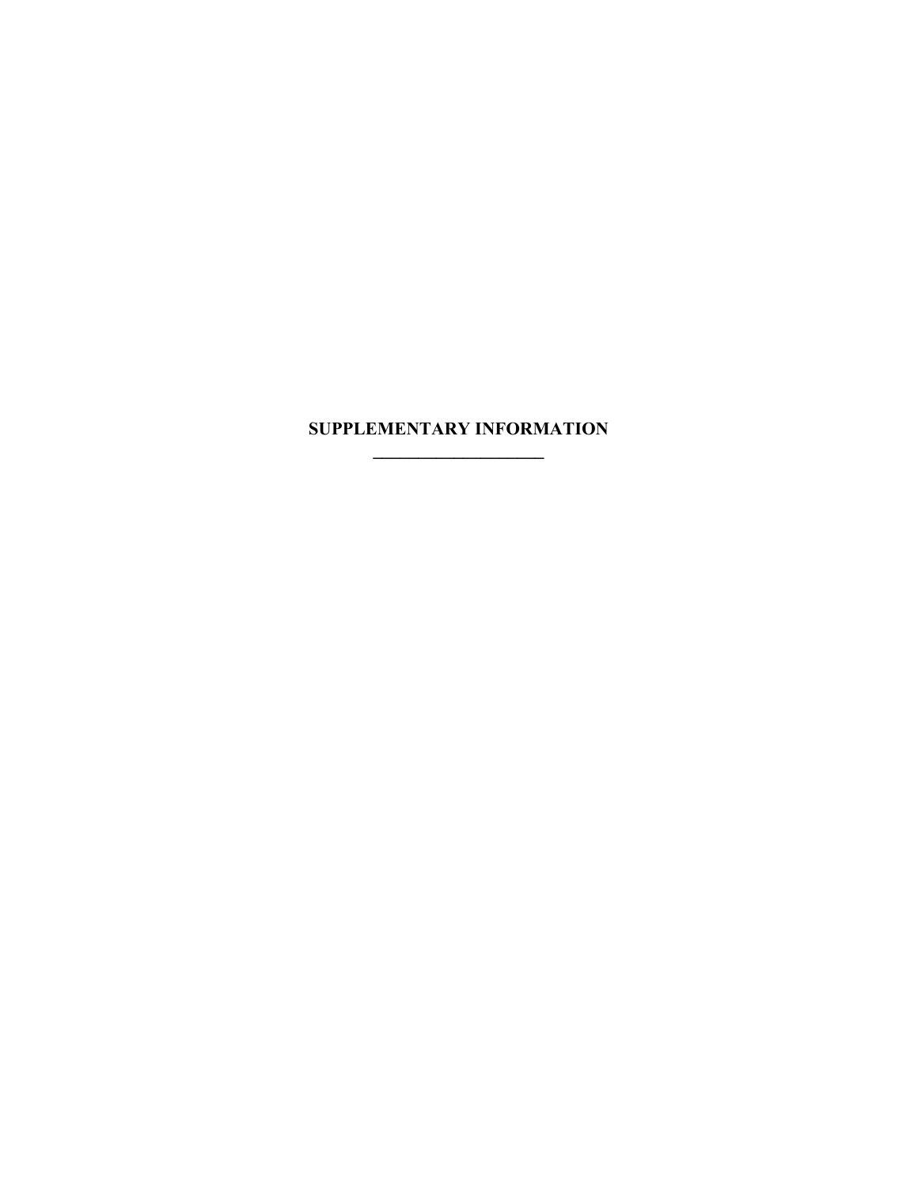# SUPPLEMENTARY INFORMATION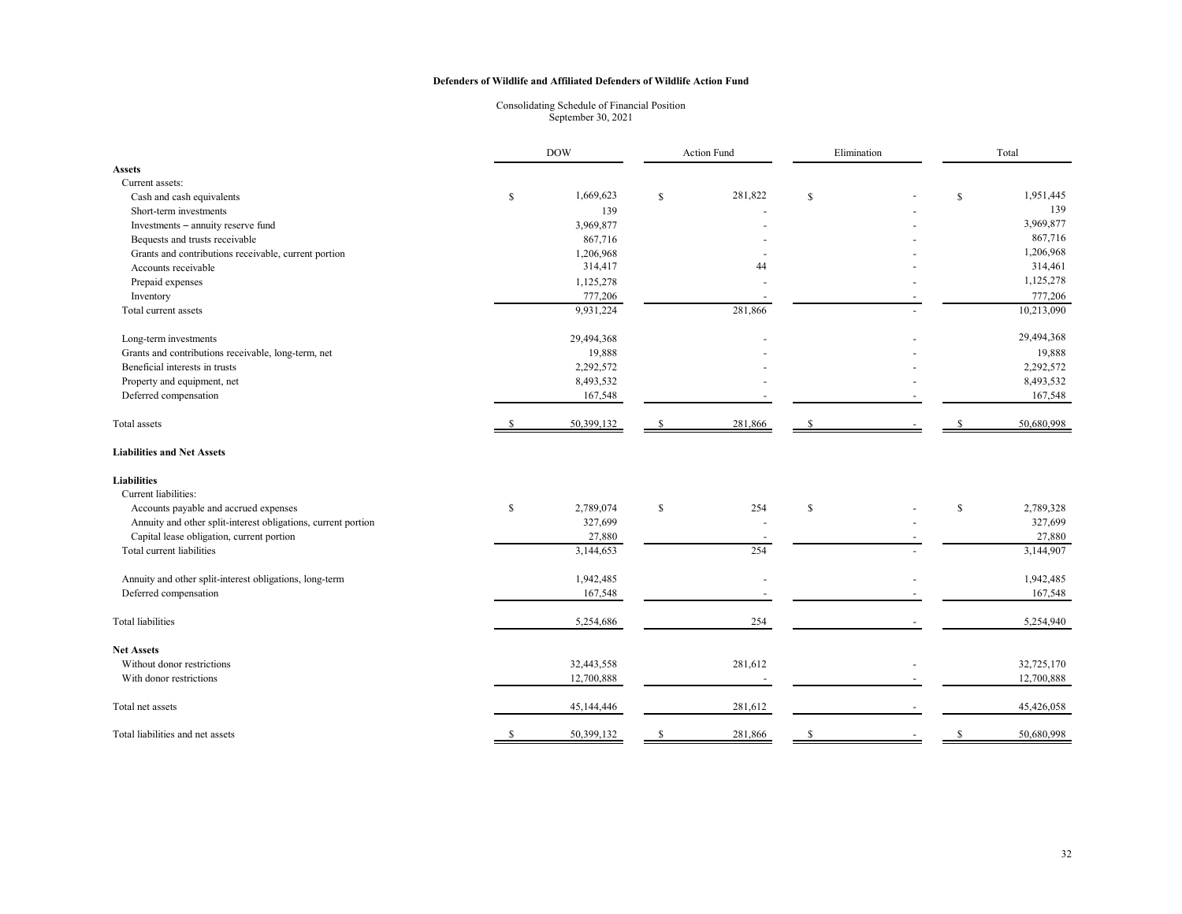**Defenders of Wildlife and Affiliated Defenders of Wildlife Action Fund**

Consolidating Schedule of Financial Position
September 30, 2021

| | DOW | Action Fund | Elimination | Total |
|---|---|---|---|---|
| **Assets** | | | | |
| Current assets: | | | | |
| Cash and cash equivalents | $ 1,669,623 | $ 281,822 | $ - | $ 1,951,445 |
| Short-term investments | 139 | - | - | 139 |
| Investments – annuity reserve fund | 3,969,877 | - | - | 3,969,877 |
| Bequests and trusts receivable | 867,716 | - | - | 867,716 |
| Grants and contributions receivable, current portion | 1,206,968 | - | - | 1,206,968 |
| Accounts receivable | 314,417 | 44 | - | 314,461 |
| Prepaid expenses | 1,125,278 | - | - | 1,125,278 |
| Inventory | 777,206 | - | - | 777,206 |
| Total current assets | 9,931,224 | 281,866 | - | 10,213,090 |
| Long-term investments | 29,494,368 | - | - | 29,494,368 |
| Grants and contributions receivable, long-term, net | 19,888 | - | - | 19,888 |
| Beneficial interests in trusts | 2,292,572 | - | - | 2,292,572 |
| Property and equipment, net | 8,493,532 | - | - | 8,493,532 |
| Deferred compensation | 167,548 | - | - | 167,548 |
| Total assets | $ 50,399,132 | $ 281,866 | $ - | $ 50,680,998 |
| **Liabilities and Net Assets** | | | | |
| **Liabilities** | | | | |
| Current liabilities: | | | | |
| Accounts payable and accrued expenses | $ 2,789,074 | $ 254 | $ - | $ 2,789,328 |
| Annuity and other split-interest obligations, current portion | 327,699 | - | - | 327,699 |
| Capital lease obligation, current portion | 27,880 | - | - | 27,880 |
| Total current liabilities | 3,144,653 | 254 | - | 3,144,907 |
| Annuity and other split-interest obligations, long-term | 1,942,485 | - | - | 1,942,485 |
| Deferred compensation | 167,548 | - | - | 167,548 |
| Total liabilities | 5,254,686 | 254 | - | 5,254,940 |
| **Net Assets** | | | | |
| Without donor restrictions | 32,443,558 | 281,612 | - | 32,725,170 |
| With donor restrictions | 12,700,888 | - | - | 12,700,888 |
| Total net assets | 45,144,446 | 281,612 | - | 45,426,058 |
| Total liabilities and net assets | $ 50,399,132 | $ 281,866 | $ - | $ 50,680,998 |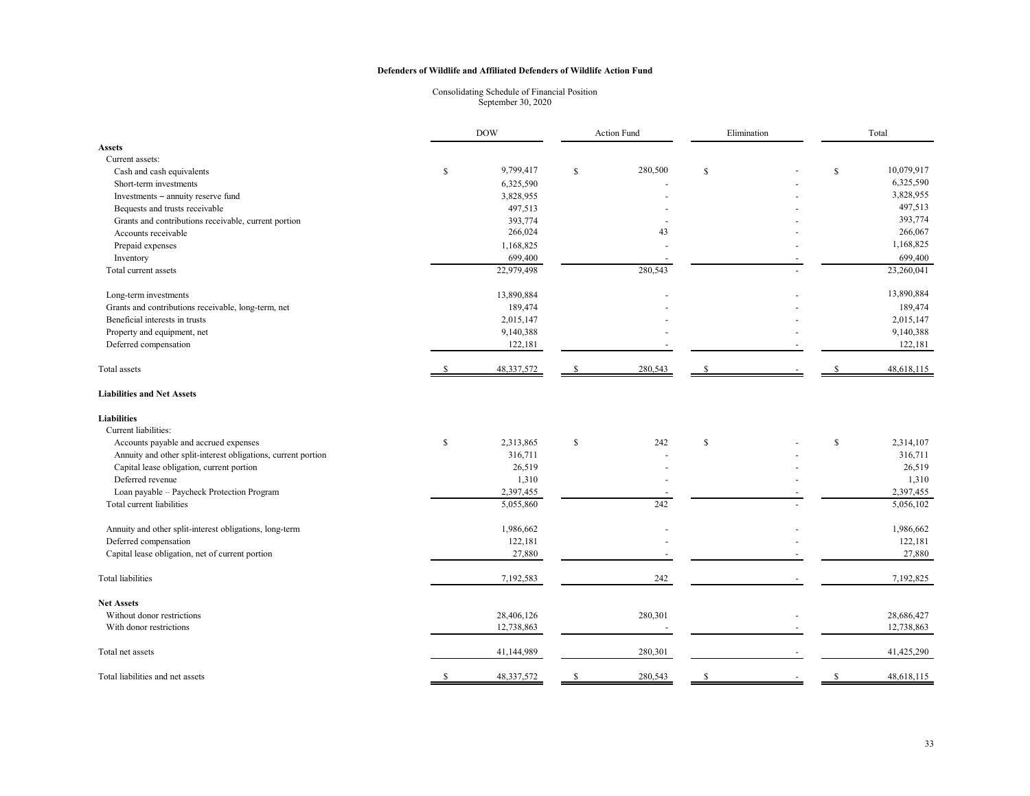**Defenders of Wildlife and Affiliated Defenders of Wildlife Action Fund**

Consolidating Schedule of Financial Position
September 30, 2020

| | DOW | Action Fund | Elimination | Total |
|---|---|---|---|---|
| **Assets** | | | | |
| Current assets: | | | | |
| Cash and cash equivalents | $ 9,799,417 | $ 280,500 | $ - | $ 10,079,917 |
| Short-term investments | 6,325,590 | - | - | 6,325,590 |
| Investments – annuity reserve fund | 3,828,955 | - | - | 3,828,955 |
| Bequests and trusts receivable | 497,513 | - | - | 497,513 |
| Grants and contributions receivable, current portion | 393,774 | - | - | 393,774 |
| Accounts receivable | 266,024 | 43 | - | 266,067 |
| Prepaid expenses | 1,168,825 | - | - | 1,168,825 |
| Inventory | 699,400 | - | - | 699,400 |
| Total current assets | 22,979,498 | 280,543 | - | 23,260,041 |
| Long-term investments | 13,890,884 | - | - | 13,890,884 |
| Grants and contributions receivable, long-term, net | 189,474 | - | - | 189,474 |
| Beneficial interests in trusts | 2,015,147 | - | - | 2,015,147 |
| Property and equipment, net | 9,140,388 | - | - | 9,140,388 |
| Deferred compensation | 122,181 | - | - | 122,181 |
| Total assets | $ 48,337,572 | $ 280,543 | $ - | $ 48,618,115 |
| **Liabilities and Net Assets** | | | | |
| **Liabilities** | | | | |
| Current liabilities: | | | | |
| Accounts payable and accrued expenses | $ 2,313,865 | $ 242 | $ - | $ 2,314,107 |
| Annuity and other split-interest obligations, current portion | 316,711 | - | - | 316,711 |
| Capital lease obligation, current portion | 26,519 | - | - | 26,519 |
| Deferred revenue | 1,310 | - | - | 1,310 |
| Loan payable – Paycheck Protection Program | 2,397,455 | - | - | 2,397,455 |
| Total current liabilities | 5,055,860 | 242 | - | 5,056,102 |
| Annuity and other split-interest obligations, long-term | 1,986,662 | - | - | 1,986,662 |
| Deferred compensation | 122,181 | - | - | 122,181 |
| Capital lease obligation, net of current portion | 27,880 | - | - | 27,880 |
| Total liabilities | 7,192,583 | 242 | - | 7,192,825 |
| **Net Assets** | | | | |
| Without donor restrictions | 28,406,126 | 280,301 | - | 28,686,427 |
| With donor restrictions | 12,738,863 | - | - | 12,738,863 |
| Total net assets | 41,144,989 | 280,301 | - | 41,425,290 |
| Total liabilities and net assets | $ 48,337,572 | $ 280,543 | $ - | $ 48,618,115 |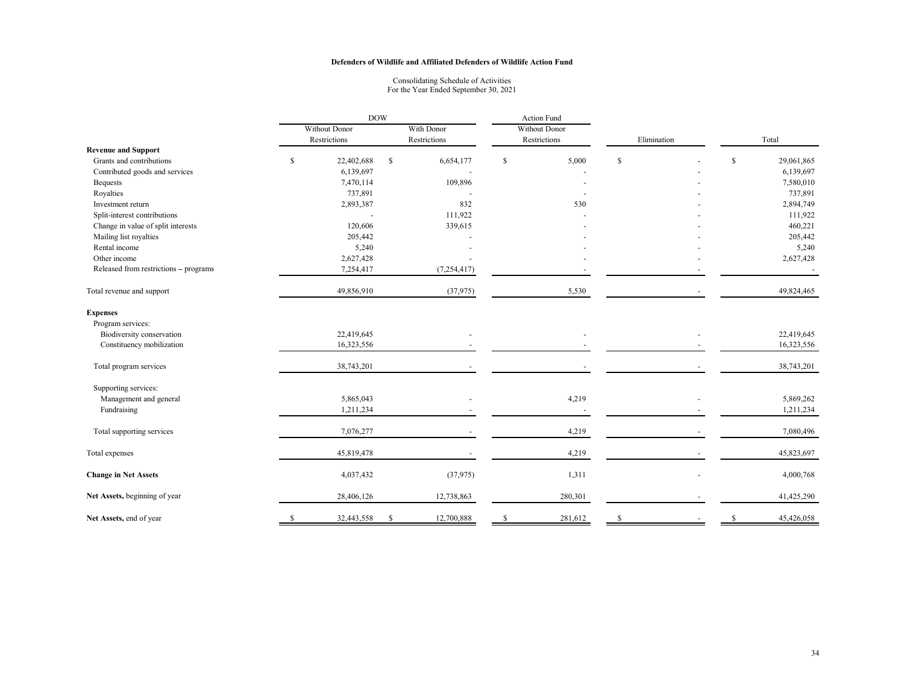**Defenders of Wildlife and Affiliated Defenders of Wildlife Action Fund**

Consolidating Schedule of Activities
For the Year Ended September 30, 2021

| | DOW | | Action Fund | | |
|---|---|---|---|---|---|
| | Without Donor Restrictions | With Donor Restrictions | Without Donor Restrictions | Elimination | Total |
| **Revenue and Support** | | | | | |
| Grants and contributions | $ 22,402,688 | $ 6,654,177 | $ 5,000 | $ - | $ 29,061,865 |
| Contributed goods and services | 6,139,697 | - | - | - | 6,139,697 |
| Bequests | 7,470,114 | 109,896 | - | - | 7,580,010 |
| Royalties | 737,891 | - | - | - | 737,891 |
| Investment return | 2,893,387 | 832 | 530 | - | 2,894,749 |
| Split-interest contributions | - | 111,922 | - | - | 111,922 |
| Change in value of split interests | 120,606 | 339,615 | - | - | 460,221 |
| Mailing list royalties | 205,442 | - | - | - | 205,442 |
| Rental income | 5,240 | - | - | - | 5,240 |
| Other income | 2,627,428 | - | - | - | 2,627,428 |
| Released from restrictions – programs | 7,254,417 | (7,254,417) | - | - | - |
| Total revenue and support | 49,856,910 | (37,975) | 5,530 | - | 49,824,465 |
| **Expenses** | | | | | |
| Program services: | | | | | |
| Biodiversity conservation | 22,419,645 | - | - | - | 22,419,645 |
| Constituency mobilization | 16,323,556 | - | - | - | 16,323,556 |
| Total program services | 38,743,201 | - | - | - | 38,743,201 |
| Supporting services: | | | | | |
| Management and general | 5,865,043 | - | 4,219 | - | 5,869,262 |
| Fundraising | 1,211,234 | - | - | - | 1,211,234 |
| Total supporting services | 7,076,277 | - | 4,219 | - | 7,080,496 |
| Total expenses | 45,819,478 | - | 4,219 | - | 45,823,697 |
| **Change in Net Assets** | 4,037,432 | (37,975) | 1,311 | - | 4,000,768 |
| **Net Assets,** beginning of year | 28,406,126 | 12,738,863 | 280,301 | - | 41,425,290 |
| **Net Assets,** end of year | $ 32,443,558 | $ 12,700,888 | $ 281,612 | $ - | $ 45,426,058 |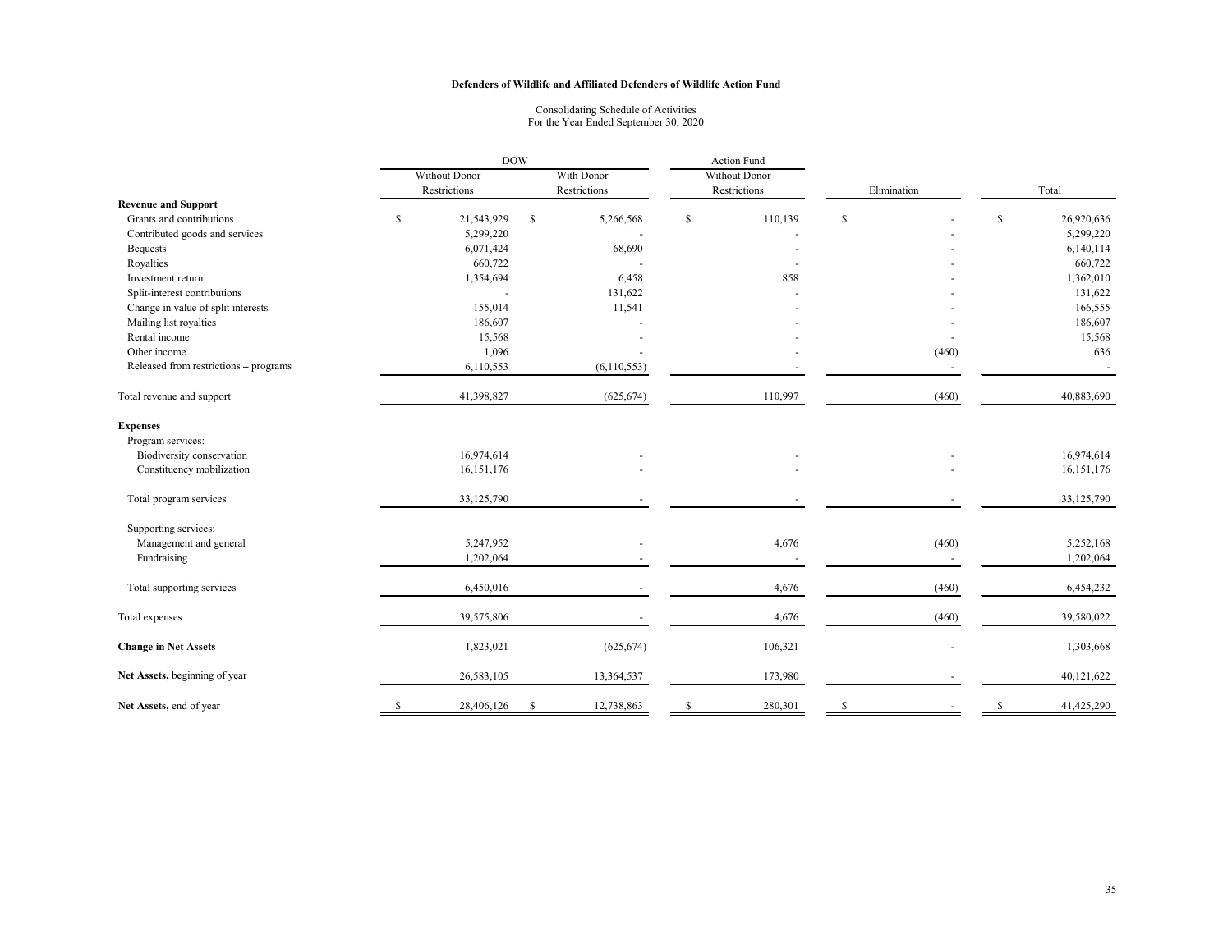**Defenders of Wildlife and Affiliated Defenders of Wildlife Action Fund**

Consolidating Schedule of Activities
For the Year Ended September 30, 2020

| | DOW | | Action Fund | | |
|---|---|---|---|---|---|
| | Without Donor Restrictions | With Donor Restrictions | Without Donor Restrictions | Elimination | Total |
| **Revenue and Support** | | | | | |
| Grants and contributions | $ 21,543,929 | $ 5,266,568 | $ 110,139 | $ - | $ 26,920,636 |
| Contributed goods and services | 5,299,220 | - | - | - | 5,299,220 |
| Bequests | 6,071,424 | 68,690 | - | - | 6,140,114 |
| Royalties | 660,722 | - | - | - | 660,722 |
| Investment return | 1,354,694 | 6,458 | 858 | - | 1,362,010 |
| Split-interest contributions | - | 131,622 | - | - | 131,622 |
| Change in value of split interests | 155,014 | 11,541 | - | - | 166,555 |
| Mailing list royalties | 186,607 | - | - | - | 186,607 |
| Rental income | 15,568 | - | - | - | 15,568 |
| Other income | 1,096 | - | - | (460) | 636 |
| Released from restrictions – programs | 6,110,553 | (6,110,553) | - | - | - |
| Total revenue and support | 41,398,827 | (625,674) | 110,997 | (460) | 40,883,690 |
| **Expenses** | | | | | |
| Program services: | | | | | |
| Biodiversity conservation | 16,974,614 | - | - | - | 16,974,614 |
| Constituency mobilization | 16,151,176 | - | - | - | 16,151,176 |
| Total program services | 33,125,790 | - | - | - | 33,125,790 |
| Supporting services: | | | | | |
| Management and general | 5,247,952 | - | 4,676 | (460) | 5,252,168 |
| Fundraising | 1,202,064 | - | - | - | 1,202,064 |
| Total supporting services | 6,450,016 | - | 4,676 | (460) | 6,454,232 |
| Total expenses | 39,575,806 | - | 4,676 | (460) | 39,580,022 |
| **Change in Net Assets** | 1,823,021 | (625,674) | 106,321 | - | 1,303,668 |
| **Net Assets,** beginning of year | 26,583,105 | 13,364,537 | 173,980 | - | 40,121,622 |
| **Net Assets,** end of year | $ 28,406,126 | $ 12,738,863 | $ 280,301 | $ - | $ 41,425,290 |